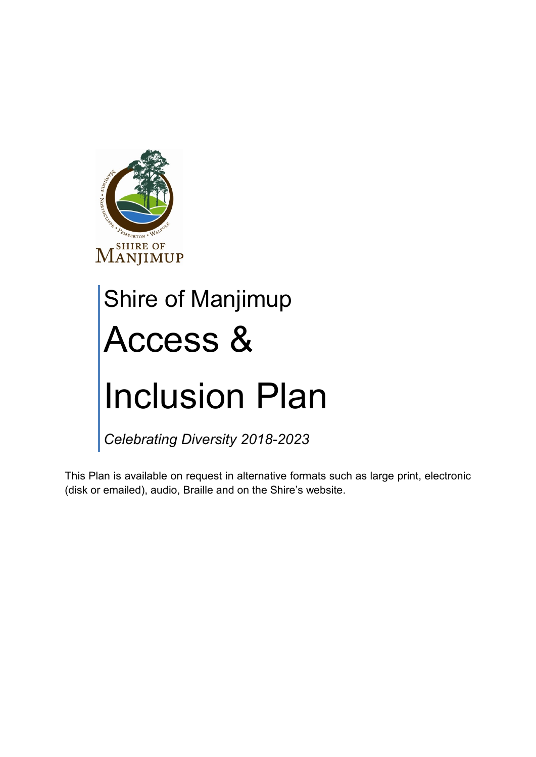# Shire of Manjimup

# Access & Inclusion Plan

*Celebrating Diversity 2018-2023*

This Plan is available on request in alternative formats such as large print, electronic (disk or emailed), audio, Braille and on the Shire's website.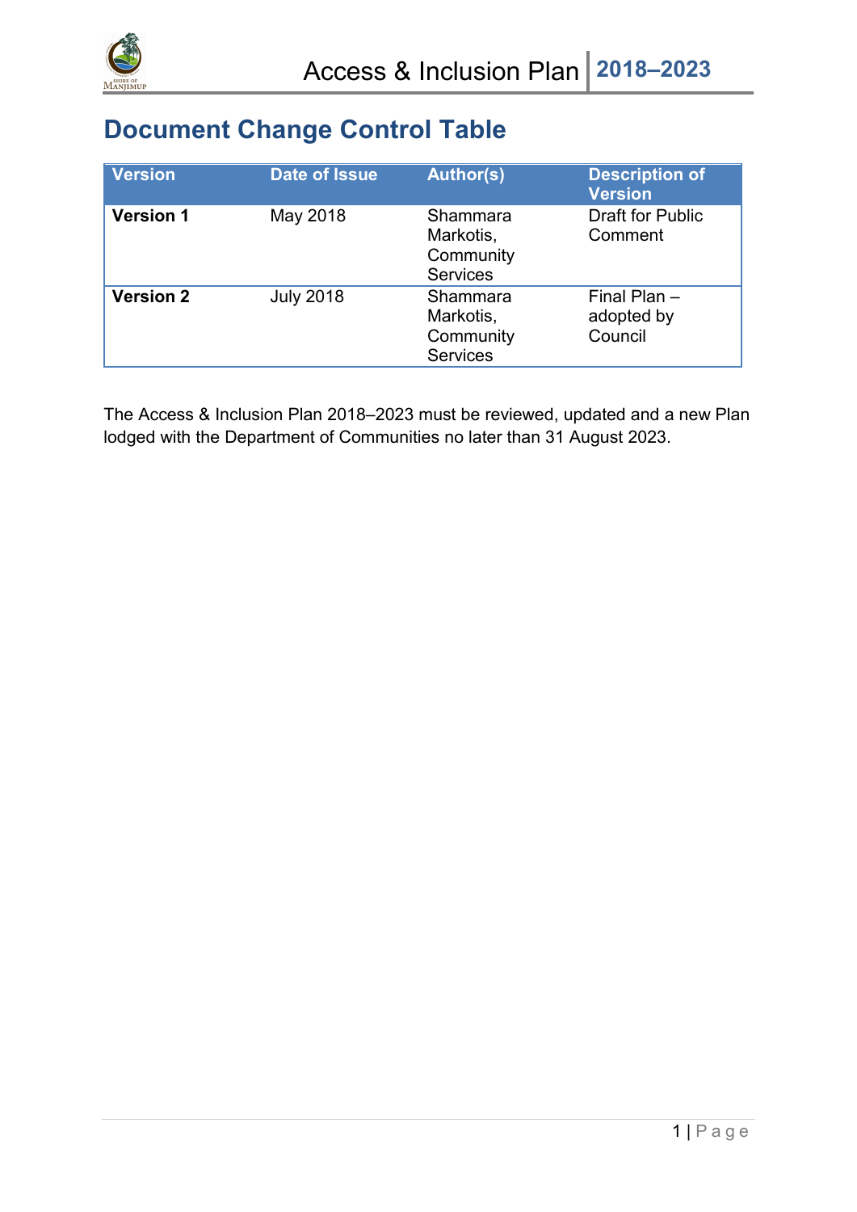# Document Change Control Table

| Version | Date of Issue | Author(s) | Description of Version |
|---|---|---|---|
| **Version 1** | May 2018 | Shammara Markotis, Community Services | Draft for Public Comment |
| **Version 2** | July 2018 | Shammara Markotis, Community Services | Final Plan – adopted by Council |

The Access & Inclusion Plan 2018–2023 must be reviewed, updated and a new Plan lodged with the Department of Communities no later than 31 August 2023.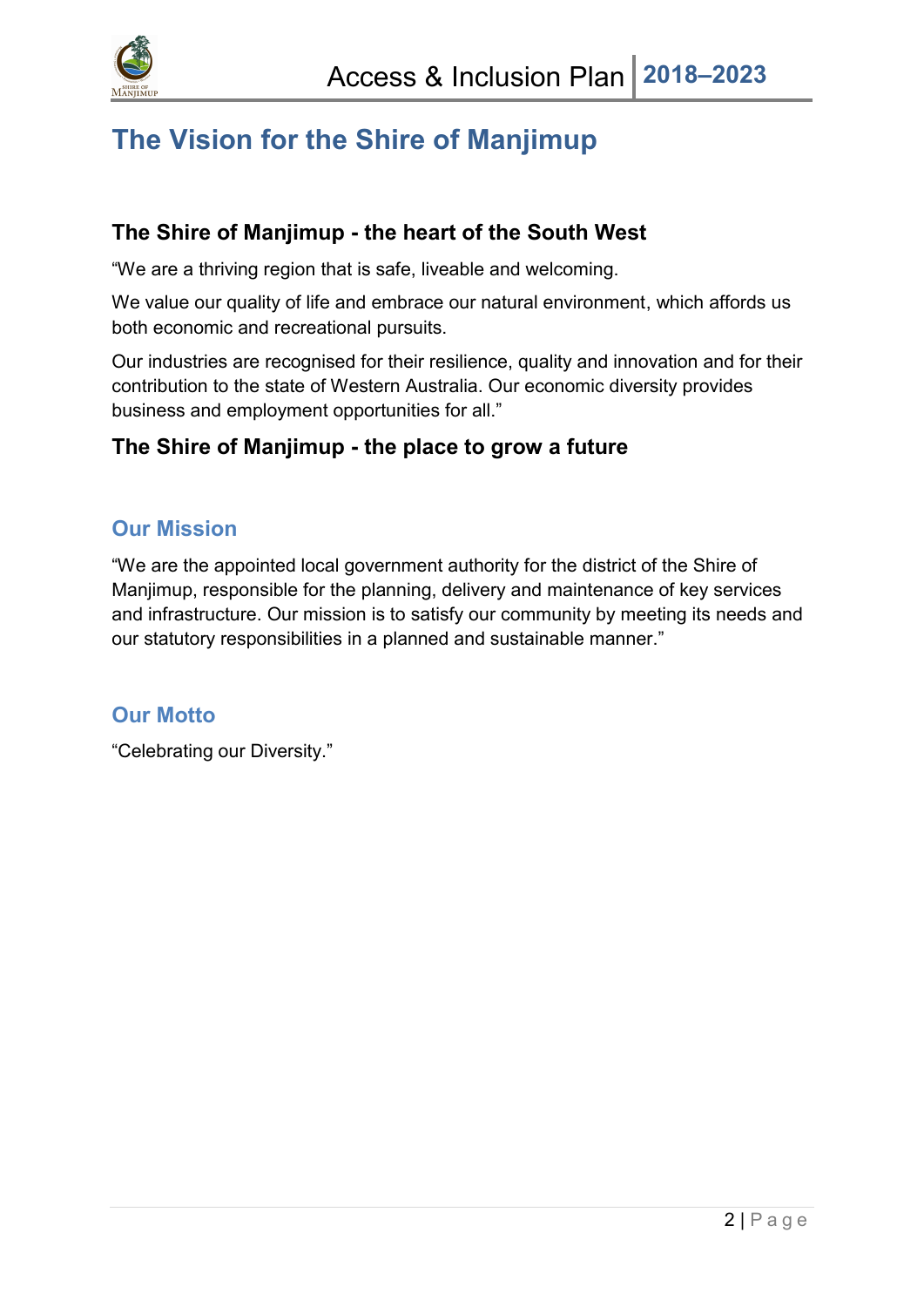# The Vision for the Shire of Manjimup

### The Shire of Manjimup - the heart of the South West

"We are a thriving region that is safe, liveable and welcoming.

We value our quality of life and embrace our natural environment, which affords us both economic and recreational pursuits.

Our industries are recognised for their resilience, quality and innovation and for their contribution to the state of Western Australia. Our economic diversity provides business and employment opportunities for all."

### The Shire of Manjimup - the place to grow a future

## Our Mission

"We are the appointed local government authority for the district of the Shire of Manjimup, responsible for the planning, delivery and maintenance of key services and infrastructure. Our mission is to satisfy our community by meeting its needs and our statutory responsibilities in a planned and sustainable manner."

## Our Motto

"Celebrating our Diversity."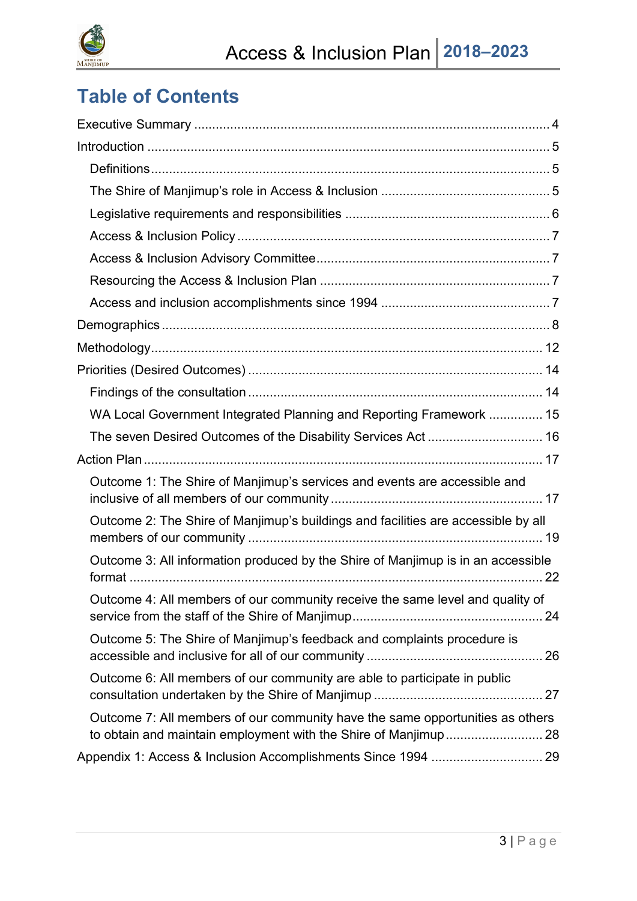# Table of Contents

Executive Summary ..... 4

Introduction ..... 5

- Definitions ..... 5
- The Shire of Manjimup's role in Access & Inclusion ..... 5
- Legislative requirements and responsibilities ..... 6
- Access & Inclusion Policy ..... 7
- Access & Inclusion Advisory Committee ..... 7
- Resourcing the Access & Inclusion Plan ..... 7
- Access and inclusion accomplishments since 1994 ..... 7

Demographics ..... 8

Methodology ..... 12

Priorities (Desired Outcomes) ..... 14

- Findings of the consultation ..... 14
- WA Local Government Integrated Planning and Reporting Framework ..... 15
- The seven Desired Outcomes of the Disability Services Act ..... 16

Action Plan ..... 17

- Outcome 1: The Shire of Manjimup's services and events are accessible and inclusive of all members of our community ..... 17
- Outcome 2: The Shire of Manjimup's buildings and facilities are accessible by all members of our community ..... 19
- Outcome 3: All information produced by the Shire of Manjimup is in an accessible format ..... 22
- Outcome 4: All members of our community receive the same level and quality of service from the staff of the Shire of Manjimup ..... 24
- Outcome 5: The Shire of Manjimup's feedback and complaints procedure is accessible and inclusive for all of our community ..... 26
- Outcome 6: All members of our community are able to participate in public consultation undertaken by the Shire of Manjimup ..... 27
- Outcome 7: All members of our community have the same opportunities as others to obtain and maintain employment with the Shire of Manjimup ..... 28

Appendix 1: Access & Inclusion Accomplishments Since 1994 ..... 29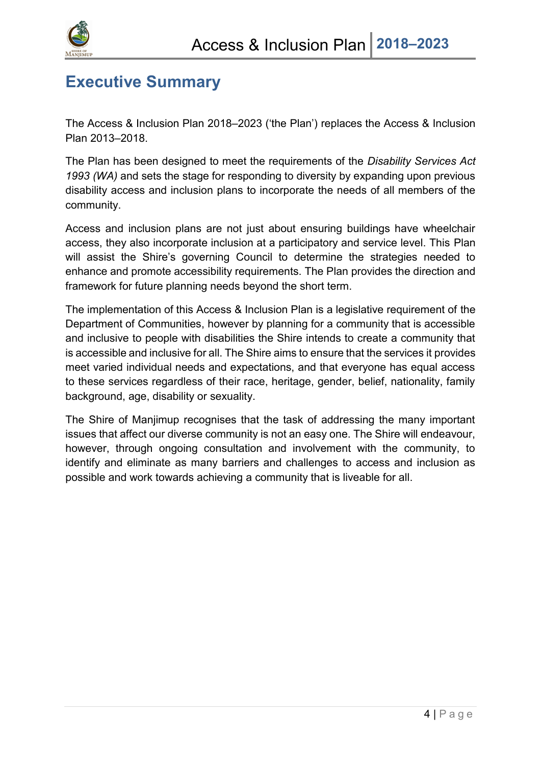# Executive Summary

The Access & Inclusion Plan 2018–2023 ('the Plan') replaces the Access & Inclusion Plan 2013–2018.

The Plan has been designed to meet the requirements of the *Disability Services Act 1993 (WA)* and sets the stage for responding to diversity by expanding upon previous disability access and inclusion plans to incorporate the needs of all members of the community.

Access and inclusion plans are not just about ensuring buildings have wheelchair access, they also incorporate inclusion at a participatory and service level. This Plan will assist the Shire's governing Council to determine the strategies needed to enhance and promote accessibility requirements. The Plan provides the direction and framework for future planning needs beyond the short term.

The implementation of this Access & Inclusion Plan is a legislative requirement of the Department of Communities, however by planning for a community that is accessible and inclusive to people with disabilities the Shire intends to create a community that is accessible and inclusive for all. The Shire aims to ensure that the services it provides meet varied individual needs and expectations, and that everyone has equal access to these services regardless of their race, heritage, gender, belief, nationality, family background, age, disability or sexuality.

The Shire of Manjimup recognises that the task of addressing the many important issues that affect our diverse community is not an easy one. The Shire will endeavour, however, through ongoing consultation and involvement with the community, to identify and eliminate as many barriers and challenges to access and inclusion as possible and work towards achieving a community that is liveable for all.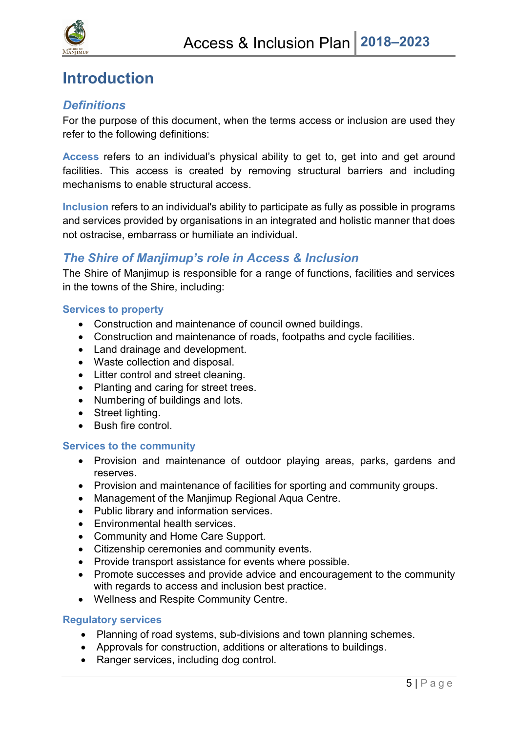# Introduction

## *Definitions*

For the purpose of this document, when the terms access or inclusion are used they refer to the following definitions:

**Access** refers to an individual's physical ability to get to, get into and get around facilities. This access is created by removing structural barriers and including mechanisms to enable structural access.

**Inclusion** refers to an individual's ability to participate as fully as possible in programs and services provided by organisations in an integrated and holistic manner that does not ostracise, embarrass or humiliate an individual.

## *The Shire of Manjimup's role in Access & Inclusion*

The Shire of Manjimup is responsible for a range of functions, facilities and services in the towns of the Shire, including:

### Services to property

- Construction and maintenance of council owned buildings.
- Construction and maintenance of roads, footpaths and cycle facilities.
- Land drainage and development.
- Waste collection and disposal.
- Litter control and street cleaning.
- Planting and caring for street trees.
- Numbering of buildings and lots.
- Street lighting.
- Bush fire control.

### Services to the community

- Provision and maintenance of outdoor playing areas, parks, gardens and reserves.
- Provision and maintenance of facilities for sporting and community groups.
- Management of the Manjimup Regional Aqua Centre.
- Public library and information services.
- Environmental health services.
- Community and Home Care Support.
- Citizenship ceremonies and community events.
- Provide transport assistance for events where possible.
- Promote successes and provide advice and encouragement to the community with regards to access and inclusion best practice.
- Wellness and Respite Community Centre.

### Regulatory services

- Planning of road systems, sub-divisions and town planning schemes.
- Approvals for construction, additions or alterations to buildings.
- Ranger services, including dog control.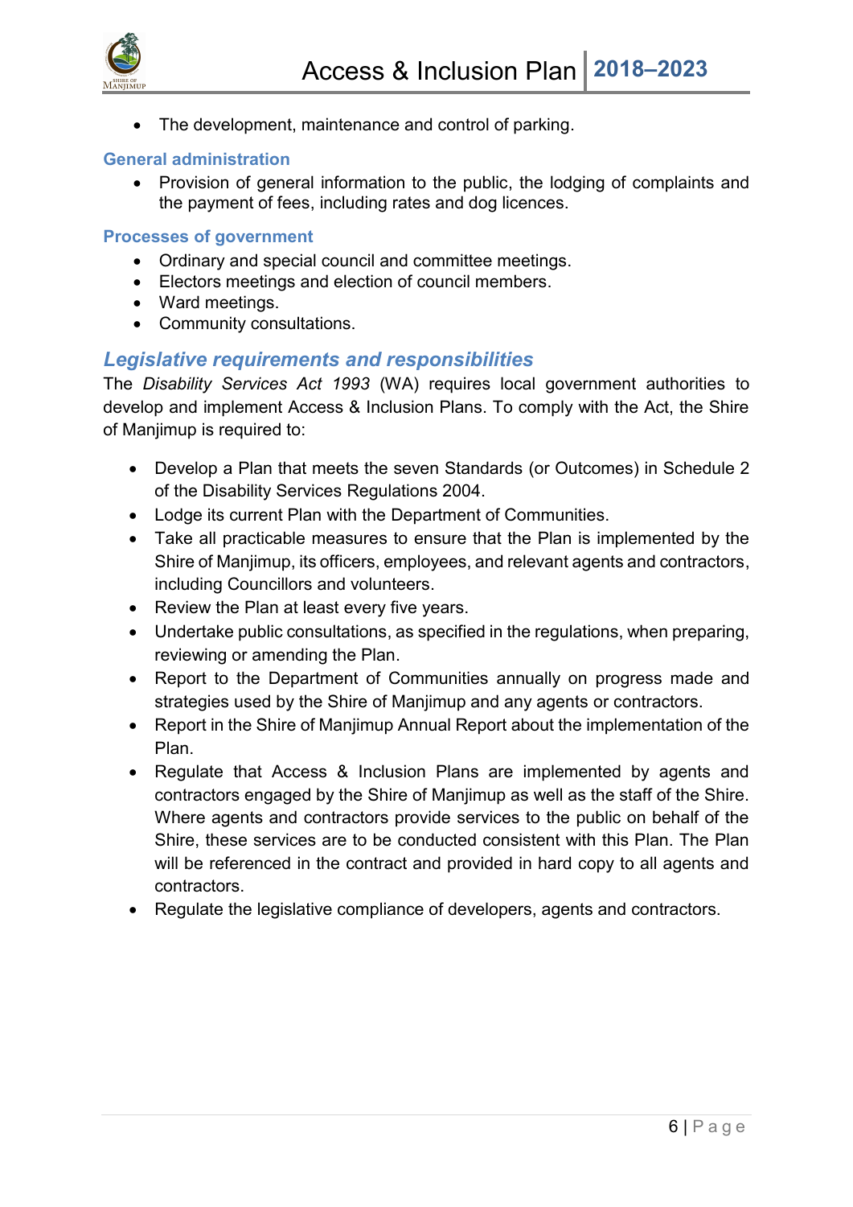- The development, maintenance and control of parking.

### General administration

- Provision of general information to the public, the lodging of complaints and the payment of fees, including rates and dog licences.

### Processes of government

- Ordinary and special council and committee meetings.
- Electors meetings and election of council members.
- Ward meetings.
- Community consultations.

## *Legislative requirements and responsibilities*

The *Disability Services Act 1993* (WA) requires local government authorities to develop and implement Access & Inclusion Plans. To comply with the Act, the Shire of Manjimup is required to:

- Develop a Plan that meets the seven Standards (or Outcomes) in Schedule 2 of the Disability Services Regulations 2004.
- Lodge its current Plan with the Department of Communities.
- Take all practicable measures to ensure that the Plan is implemented by the Shire of Manjimup, its officers, employees, and relevant agents and contractors, including Councillors and volunteers.
- Review the Plan at least every five years.
- Undertake public consultations, as specified in the regulations, when preparing, reviewing or amending the Plan.
- Report to the Department of Communities annually on progress made and strategies used by the Shire of Manjimup and any agents or contractors.
- Report in the Shire of Manjimup Annual Report about the implementation of the Plan.
- Regulate that Access & Inclusion Plans are implemented by agents and contractors engaged by the Shire of Manjimup as well as the staff of the Shire. Where agents and contractors provide services to the public on behalf of the Shire, these services are to be conducted consistent with this Plan. The Plan will be referenced in the contract and provided in hard copy to all agents and contractors.
- Regulate the legislative compliance of developers, agents and contractors.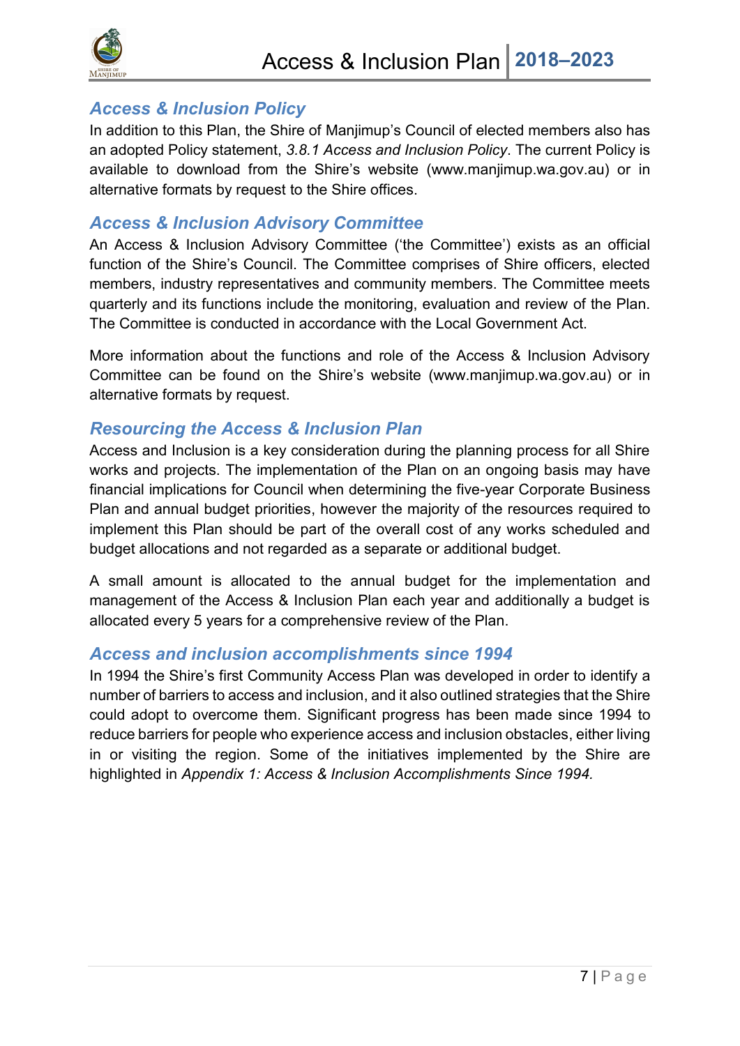## *Access & Inclusion Policy*

In addition to this Plan, the Shire of Manjimup's Council of elected members also has an adopted Policy statement, *3.8.1 Access and Inclusion Policy*. The current Policy is available to download from the Shire's website (www.manjimup.wa.gov.au) or in alternative formats by request to the Shire offices.

## *Access & Inclusion Advisory Committee*

An Access & Inclusion Advisory Committee ('the Committee') exists as an official function of the Shire's Council. The Committee comprises of Shire officers, elected members, industry representatives and community members. The Committee meets quarterly and its functions include the monitoring, evaluation and review of the Plan. The Committee is conducted in accordance with the Local Government Act.

More information about the functions and role of the Access & Inclusion Advisory Committee can be found on the Shire's website (www.manjimup.wa.gov.au) or in alternative formats by request.

## *Resourcing the Access & Inclusion Plan*

Access and Inclusion is a key consideration during the planning process for all Shire works and projects. The implementation of the Plan on an ongoing basis may have financial implications for Council when determining the five-year Corporate Business Plan and annual budget priorities, however the majority of the resources required to implement this Plan should be part of the overall cost of any works scheduled and budget allocations and not regarded as a separate or additional budget.

A small amount is allocated to the annual budget for the implementation and management of the Access & Inclusion Plan each year and additionally a budget is allocated every 5 years for a comprehensive review of the Plan.

## *Access and inclusion accomplishments since 1994*

In 1994 the Shire's first Community Access Plan was developed in order to identify a number of barriers to access and inclusion, and it also outlined strategies that the Shire could adopt to overcome them. Significant progress has been made since 1994 to reduce barriers for people who experience access and inclusion obstacles, either living in or visiting the region. Some of the initiatives implemented by the Shire are highlighted in *Appendix 1: Access & Inclusion Accomplishments Since 1994.*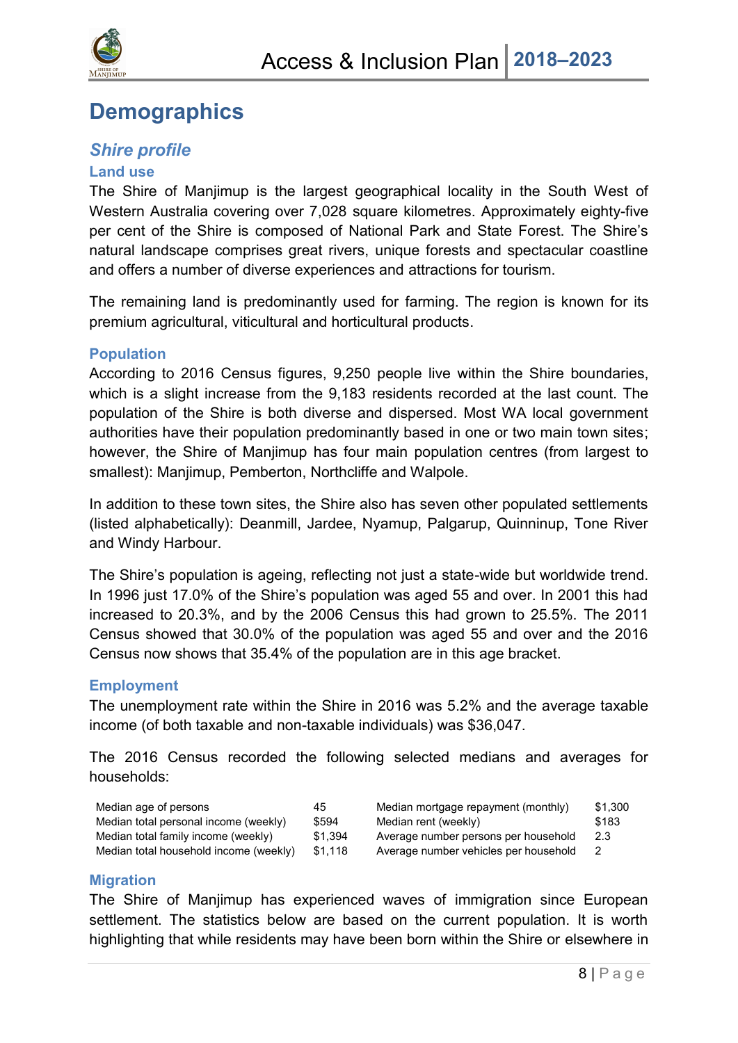# Demographics

## *Shire profile*

### Land use

The Shire of Manjimup is the largest geographical locality in the South West of Western Australia covering over 7,028 square kilometres. Approximately eighty-five per cent of the Shire is composed of National Park and State Forest. The Shire's natural landscape comprises great rivers, unique forests and spectacular coastline and offers a number of diverse experiences and attractions for tourism.

The remaining land is predominantly used for farming. The region is known for its premium agricultural, viticultural and horticultural products.

### Population

According to 2016 Census figures, 9,250 people live within the Shire boundaries, which is a slight increase from the 9,183 residents recorded at the last count. The population of the Shire is both diverse and dispersed. Most WA local government authorities have their population predominantly based in one or two main town sites; however, the Shire of Manjimup has four main population centres (from largest to smallest): Manjimup, Pemberton, Northcliffe and Walpole.

In addition to these town sites, the Shire also has seven other populated settlements (listed alphabetically): Deanmill, Jardee, Nyamup, Palgarup, Quinninup, Tone River and Windy Harbour.

The Shire's population is ageing, reflecting not just a state-wide but worldwide trend. In 1996 just 17.0% of the Shire's population was aged 55 and over. In 2001 this had increased to 20.3%, and by the 2006 Census this had grown to 25.5%. The 2011 Census showed that 30.0% of the population was aged 55 and over and the 2016 Census now shows that 35.4% of the population are in this age bracket.

### Employment

The unemployment rate within the Shire in 2016 was 5.2% and the average taxable income (of both taxable and non-taxable individuals) was $36,047.

The 2016 Census recorded the following selected medians and averages for households:

| | | | |
|---|---|---|---|
| Median age of persons | 45 | Median mortgage repayment (monthly) | $1,300 |
| Median total personal income (weekly) | $594 | Median rent (weekly) | $183 |
| Median total family income (weekly) | $1,394 | Average number persons per household | 2.3 |
| Median total household income (weekly) | $1,118 | Average number vehicles per household | 2 |

### Migration

The Shire of Manjimup has experienced waves of immigration since European settlement. The statistics below are based on the current population. It is worth highlighting that while residents may have been born within the Shire or elsewhere in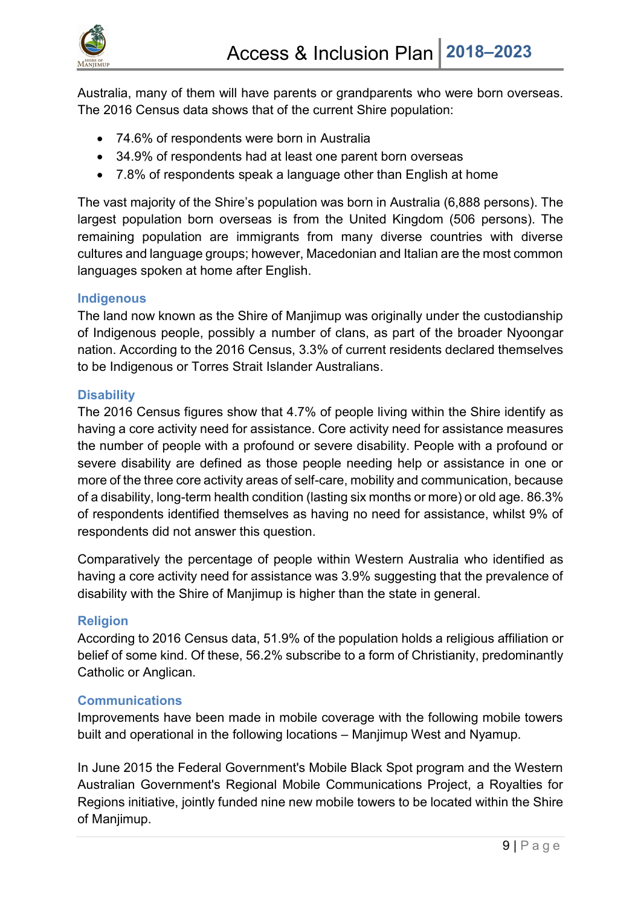Australia, many of them will have parents or grandparents who were born overseas. The 2016 Census data shows that of the current Shire population:

- 74.6% of respondents were born in Australia
- 34.9% of respondents had at least one parent born overseas
- 7.8% of respondents speak a language other than English at home

The vast majority of the Shire's population was born in Australia (6,888 persons). The largest population born overseas is from the United Kingdom (506 persons). The remaining population are immigrants from many diverse countries with diverse cultures and language groups; however, Macedonian and Italian are the most common languages spoken at home after English.

### Indigenous

The land now known as the Shire of Manjimup was originally under the custodianship of Indigenous people, possibly a number of clans, as part of the broader Nyoongar nation. According to the 2016 Census, 3.3% of current residents declared themselves to be Indigenous or Torres Strait Islander Australians.

### Disability

The 2016 Census figures show that 4.7% of people living within the Shire identify as having a core activity need for assistance. Core activity need for assistance measures the number of people with a profound or severe disability. People with a profound or severe disability are defined as those people needing help or assistance in one or more of the three core activity areas of self-care, mobility and communication, because of a disability, long-term health condition (lasting six months or more) or old age. 86.3% of respondents identified themselves as having no need for assistance, whilst 9% of respondents did not answer this question.

Comparatively the percentage of people within Western Australia who identified as having a core activity need for assistance was 3.9% suggesting that the prevalence of disability with the Shire of Manjimup is higher than the state in general.

### Religion

According to 2016 Census data, 51.9% of the population holds a religious affiliation or belief of some kind. Of these, 56.2% subscribe to a form of Christianity, predominantly Catholic or Anglican.

### Communications

Improvements have been made in mobile coverage with the following mobile towers built and operational in the following locations – Manjimup West and Nyamup.

In June 2015 the Federal Government's Mobile Black Spot program and the Western Australian Government's Regional Mobile Communications Project, a Royalties for Regions initiative, jointly funded nine new mobile towers to be located within the Shire of Manjimup.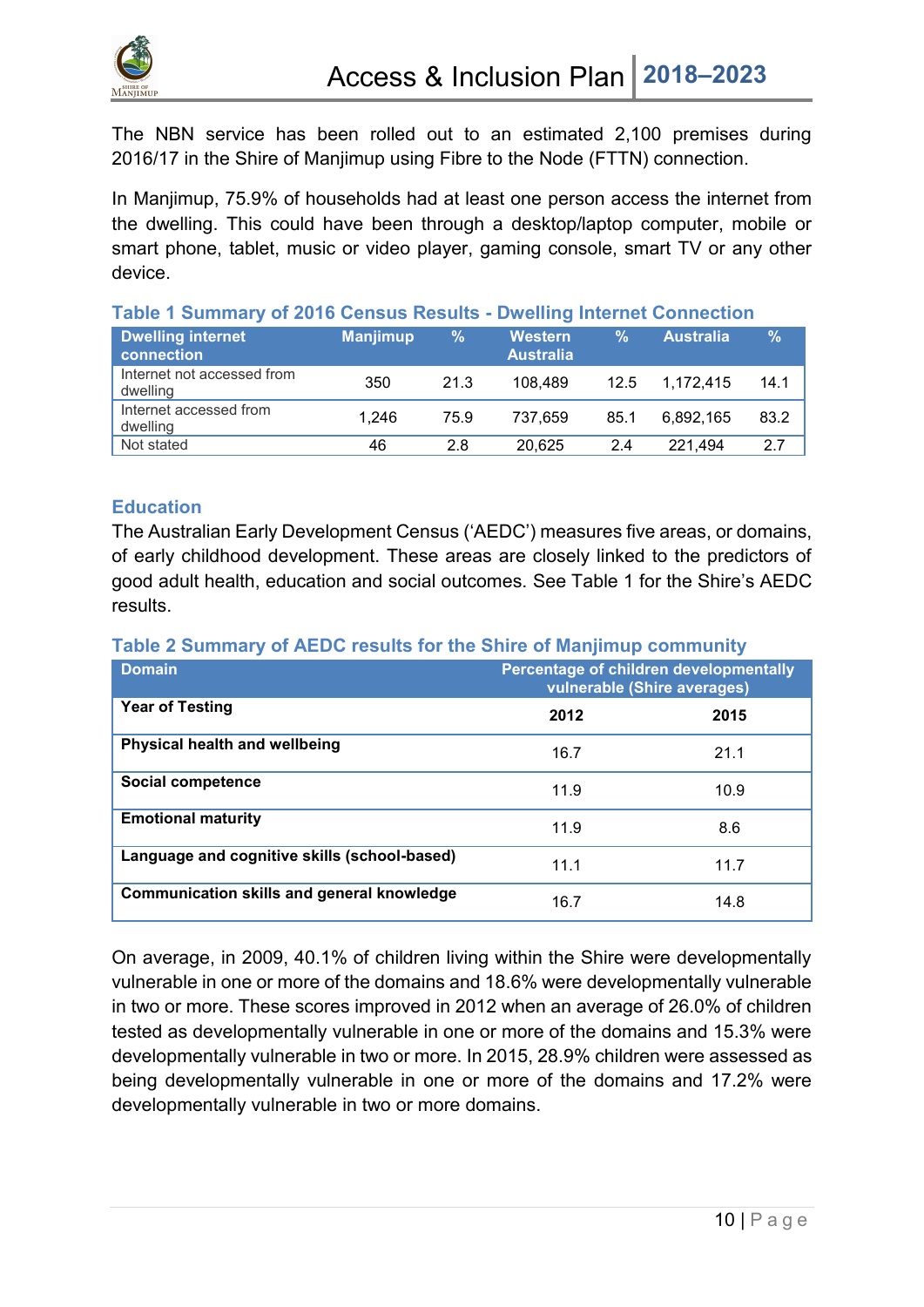The NBN service has been rolled out to an estimated 2,100 premises during 2016/17 in the Shire of Manjimup using Fibre to the Node (FTTN) connection.

In Manjimup, 75.9% of households had at least one person access the internet from the dwelling. This could have been through a desktop/laptop computer, mobile or smart phone, tablet, music or video player, gaming console, smart TV or any other device.

**Table 1 Summary of 2016 Census Results - Dwelling Internet Connection**

| Dwelling internet connection | Manjimup | % | Western Australia | % | Australia | % |
|---|---|---|---|---|---|---|
| Internet not accessed from dwelling | 350 | 21.3 | 108,489 | 12.5 | 1,172,415 | 14.1 |
| Internet accessed from dwelling | 1,246 | 75.9 | 737,659 | 85.1 | 6,892,165 | 83.2 |
| Not stated | 46 | 2.8 | 20,625 | 2.4 | 221,494 | 2.7 |

## Education

The Australian Early Development Census ('AEDC') measures five areas, or domains, of early childhood development. These areas are closely linked to the predictors of good adult health, education and social outcomes. See Table 1 for the Shire's AEDC results.

**Table 2 Summary of AEDC results for the Shire of Manjimup community**

| Domain | Percentage of children developmentally vulnerable (Shire averages) | |
|---|---|---|
| **Year of Testing** | **2012** | **2015** |
| **Physical health and wellbeing** | 16.7 | 21.1 |
| **Social competence** | 11.9 | 10.9 |
| **Emotional maturity** | 11.9 | 8.6 |
| **Language and cognitive skills (school-based)** | 11.1 | 11.7 |
| **Communication skills and general knowledge** | 16.7 | 14.8 |

On average, in 2009, 40.1% of children living within the Shire were developmentally vulnerable in one or more of the domains and 18.6% were developmentally vulnerable in two or more. These scores improved in 2012 when an average of 26.0% of children tested as developmentally vulnerable in one or more of the domains and 15.3% were developmentally vulnerable in two or more. In 2015, 28.9% children were assessed as being developmentally vulnerable in one or more of the domains and 17.2% were developmentally vulnerable in two or more domains.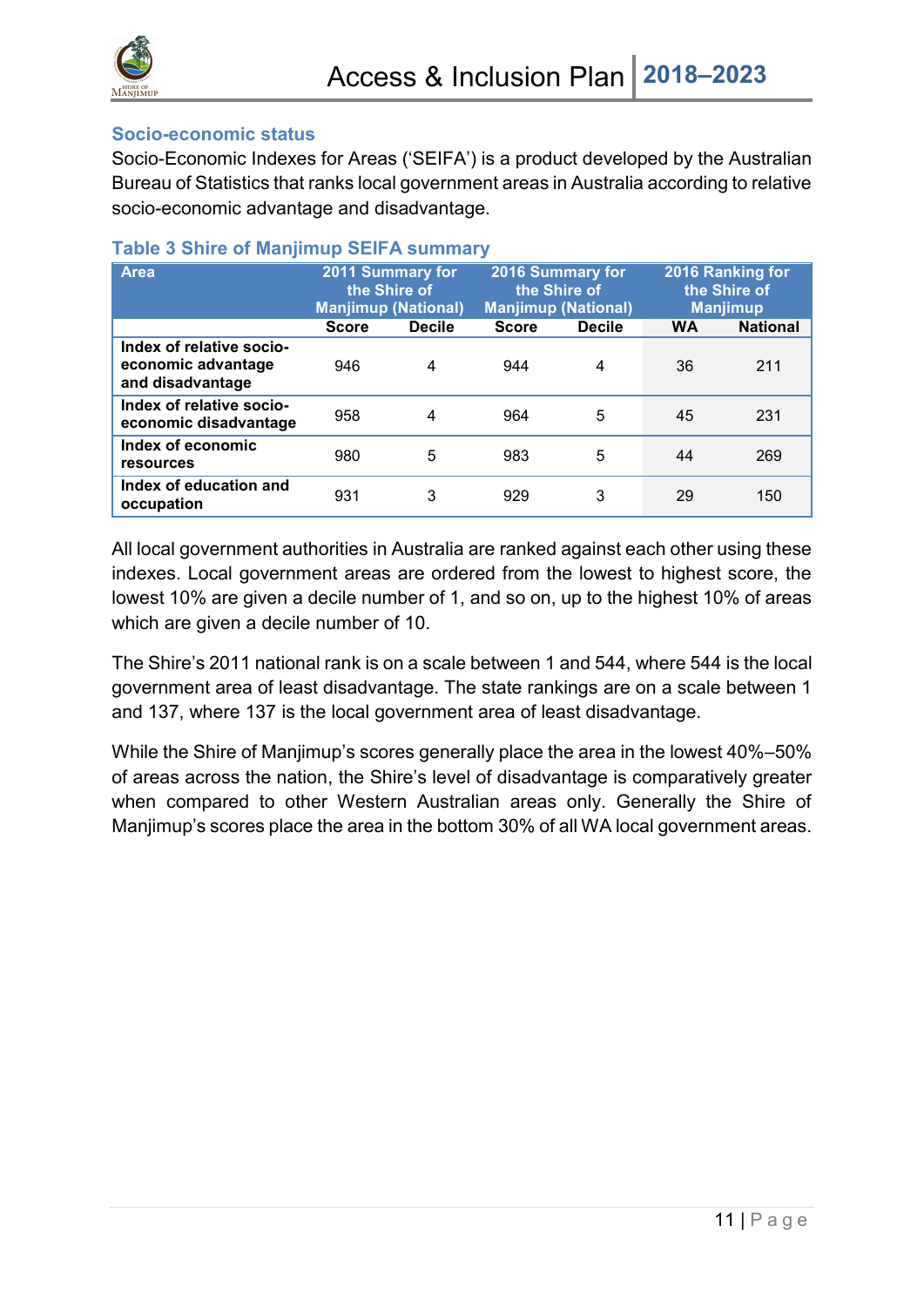## Socio-economic status

Socio-Economic Indexes for Areas ('SEIFA') is a product developed by the Australian Bureau of Statistics that ranks local government areas in Australia according to relative socio-economic advantage and disadvantage.

### Table 3 Shire of Manjimup SEIFA summary

| Area | 2011 Summary for the Shire of Manjimup (National) | | 2016 Summary for the Shire of Manjimup (National) | | 2016 Ranking for the Shire of Manjimup | |
|---|---|---|---|---|---|---|
| | Score | Decile | Score | Decile | WA | National |
| **Index of relative socio-economic advantage and disadvantage** | 946 | 4 | 944 | 4 | 36 | 211 |
| **Index of relative socio-economic disadvantage** | 958 | 4 | 964 | 5 | 45 | 231 |
| **Index of economic resources** | 980 | 5 | 983 | 5 | 44 | 269 |
| **Index of education and occupation** | 931 | 3 | 929 | 3 | 29 | 150 |

All local government authorities in Australia are ranked against each other using these indexes. Local government areas are ordered from the lowest to highest score, the lowest 10% are given a decile number of 1, and so on, up to the highest 10% of areas which are given a decile number of 10.

The Shire's 2011 national rank is on a scale between 1 and 544, where 544 is the local government area of least disadvantage. The state rankings are on a scale between 1 and 137, where 137 is the local government area of least disadvantage.

While the Shire of Manjimup's scores generally place the area in the lowest 40%–50% of areas across the nation, the Shire's level of disadvantage is comparatively greater when compared to other Western Australian areas only. Generally the Shire of Manjimup's scores place the area in the bottom 30% of all WA local government areas.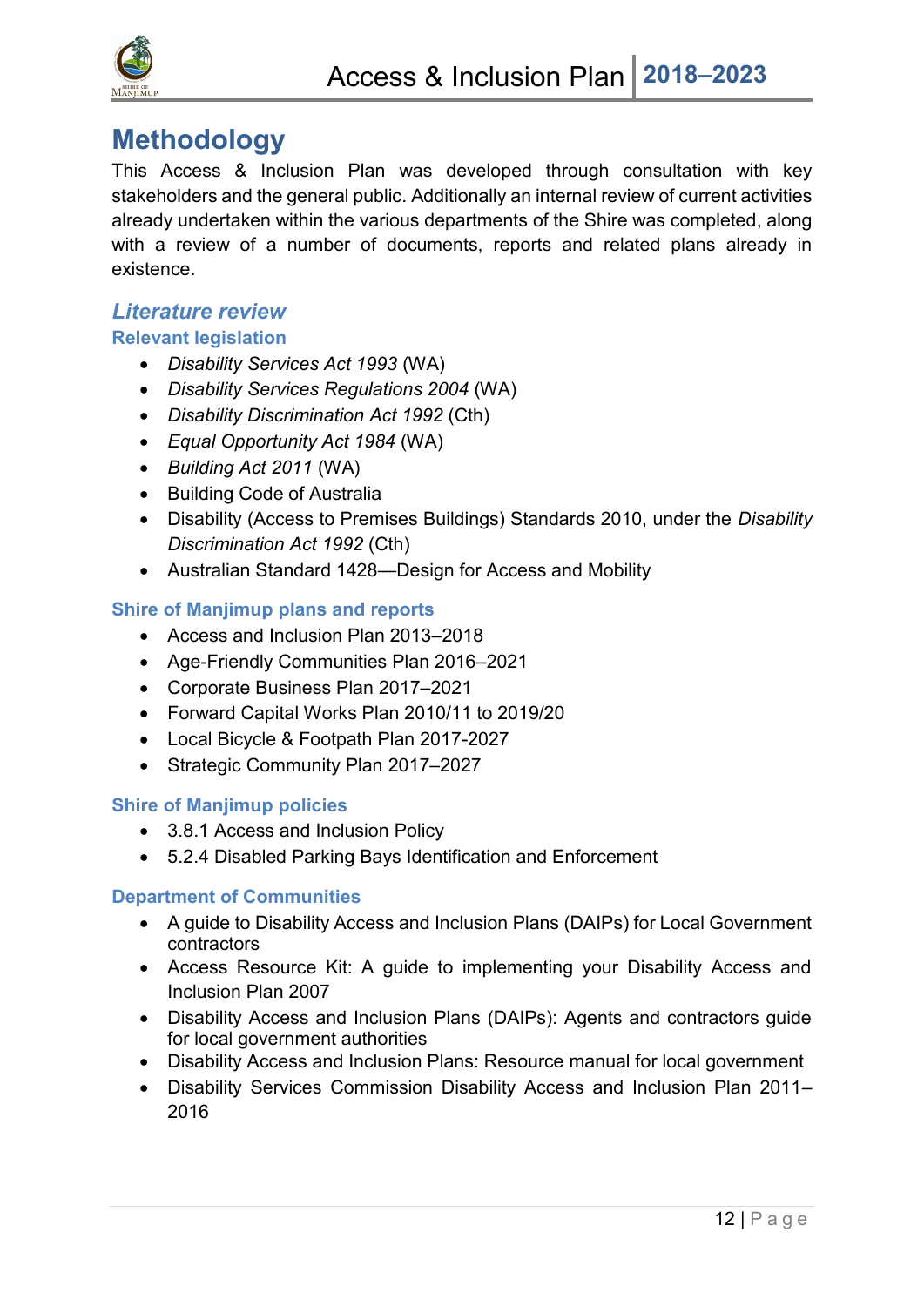# Methodology

This Access & Inclusion Plan was developed through consultation with key stakeholders and the general public. Additionally an internal review of current activities already undertaken within the various departments of the Shire was completed, along with a review of a number of documents, reports and related plans already in existence.

## *Literature review*

### Relevant legislation

- *Disability Services Act 1993* (WA)
- *Disability Services Regulations 2004* (WA)
- *Disability Discrimination Act 1992* (Cth)
- *Equal Opportunity Act 1984* (WA)
- *Building Act 2011* (WA)
- Building Code of Australia
- Disability (Access to Premises Buildings) Standards 2010, under the *Disability Discrimination Act 1992* (Cth)
- Australian Standard 1428—Design for Access and Mobility

### Shire of Manjimup plans and reports

- Access and Inclusion Plan 2013–2018
- Age-Friendly Communities Plan 2016–2021
- Corporate Business Plan 2017–2021
- Forward Capital Works Plan 2010/11 to 2019/20
- Local Bicycle & Footpath Plan 2017-2027
- Strategic Community Plan 2017–2027

### Shire of Manjimup policies

- 3.8.1 Access and Inclusion Policy
- 5.2.4 Disabled Parking Bays Identification and Enforcement

### Department of Communities

- A guide to Disability Access and Inclusion Plans (DAIPs) for Local Government contractors
- Access Resource Kit: A guide to implementing your Disability Access and Inclusion Plan 2007
- Disability Access and Inclusion Plans (DAIPs): Agents and contractors guide for local government authorities
- Disability Access and Inclusion Plans: Resource manual for local government
- Disability Services Commission Disability Access and Inclusion Plan 2011–2016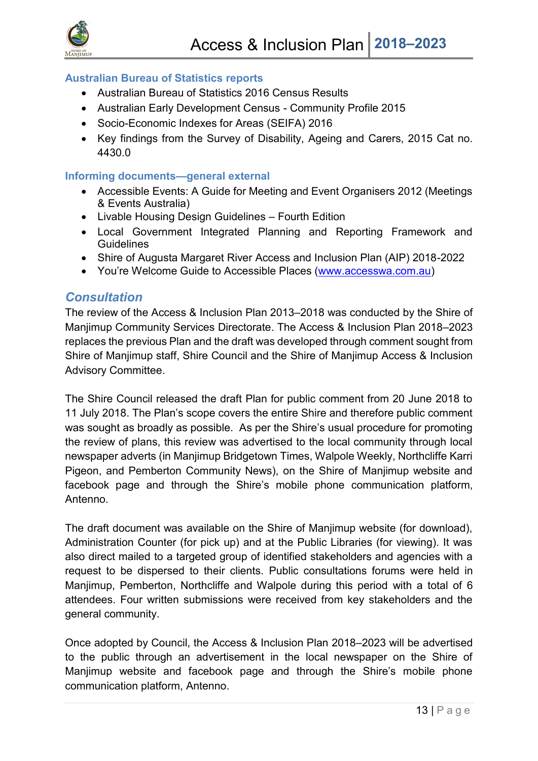### Australian Bureau of Statistics reports

- Australian Bureau of Statistics 2016 Census Results
- Australian Early Development Census - Community Profile 2015
- Socio-Economic Indexes for Areas (SEIFA) 2016
- Key findings from the Survey of Disability, Ageing and Carers, 2015 Cat no. 4430.0

### Informing documents—general external

- Accessible Events: A Guide for Meeting and Event Organisers 2012 (Meetings & Events Australia)
- Livable Housing Design Guidelines – Fourth Edition
- Local Government Integrated Planning and Reporting Framework and Guidelines
- Shire of Augusta Margaret River Access and Inclusion Plan (AIP) 2018-2022
- You're Welcome Guide to Accessible Places (www.accesswa.com.au)

## *Consultation*

The review of the Access & Inclusion Plan 2013–2018 was conducted by the Shire of Manjimup Community Services Directorate. The Access & Inclusion Plan 2018–2023 replaces the previous Plan and the draft was developed through comment sought from Shire of Manjimup staff, Shire Council and the Shire of Manjimup Access & Inclusion Advisory Committee.

The Shire Council released the draft Plan for public comment from 20 June 2018 to 11 July 2018. The Plan's scope covers the entire Shire and therefore public comment was sought as broadly as possible. As per the Shire's usual procedure for promoting the review of plans, this review was advertised to the local community through local newspaper adverts (in Manjimup Bridgetown Times, Walpole Weekly, Northcliffe Karri Pigeon, and Pemberton Community News), on the Shire of Manjimup website and facebook page and through the Shire's mobile phone communication platform, Antenno.

The draft document was available on the Shire of Manjimup website (for download), Administration Counter (for pick up) and at the Public Libraries (for viewing). It was also direct mailed to a targeted group of identified stakeholders and agencies with a request to be dispersed to their clients. Public consultations forums were held in Manjimup, Pemberton, Northcliffe and Walpole during this period with a total of 6 attendees. Four written submissions were received from key stakeholders and the general community.

Once adopted by Council, the Access & Inclusion Plan 2018–2023 will be advertised to the public through an advertisement in the local newspaper on the Shire of Manjimup website and facebook page and through the Shire's mobile phone communication platform, Antenno.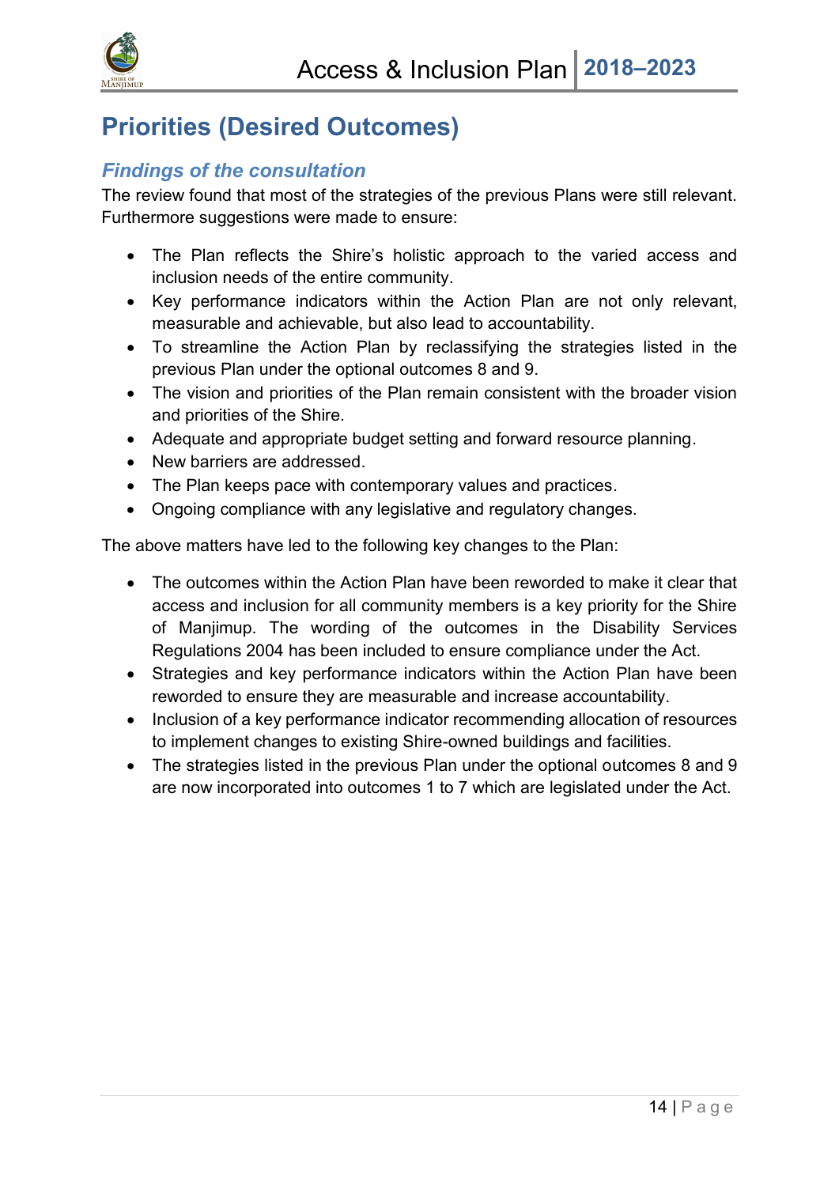# Priorities (Desired Outcomes)

## *Findings of the consultation*

The review found that most of the strategies of the previous Plans were still relevant. Furthermore suggestions were made to ensure:

- The Plan reflects the Shire's holistic approach to the varied access and inclusion needs of the entire community.
- Key performance indicators within the Action Plan are not only relevant, measurable and achievable, but also lead to accountability.
- To streamline the Action Plan by reclassifying the strategies listed in the previous Plan under the optional outcomes 8 and 9.
- The vision and priorities of the Plan remain consistent with the broader vision and priorities of the Shire.
- Adequate and appropriate budget setting and forward resource planning.
- New barriers are addressed.
- The Plan keeps pace with contemporary values and practices.
- Ongoing compliance with any legislative and regulatory changes.

The above matters have led to the following key changes to the Plan:

- The outcomes within the Action Plan have been reworded to make it clear that access and inclusion for all community members is a key priority for the Shire of Manjimup. The wording of the outcomes in the Disability Services Regulations 2004 has been included to ensure compliance under the Act.
- Strategies and key performance indicators within the Action Plan have been reworded to ensure they are measurable and increase accountability.
- Inclusion of a key performance indicator recommending allocation of resources to implement changes to existing Shire-owned buildings and facilities.
- The strategies listed in the previous Plan under the optional outcomes 8 and 9 are now incorporated into outcomes 1 to 7 which are legislated under the Act.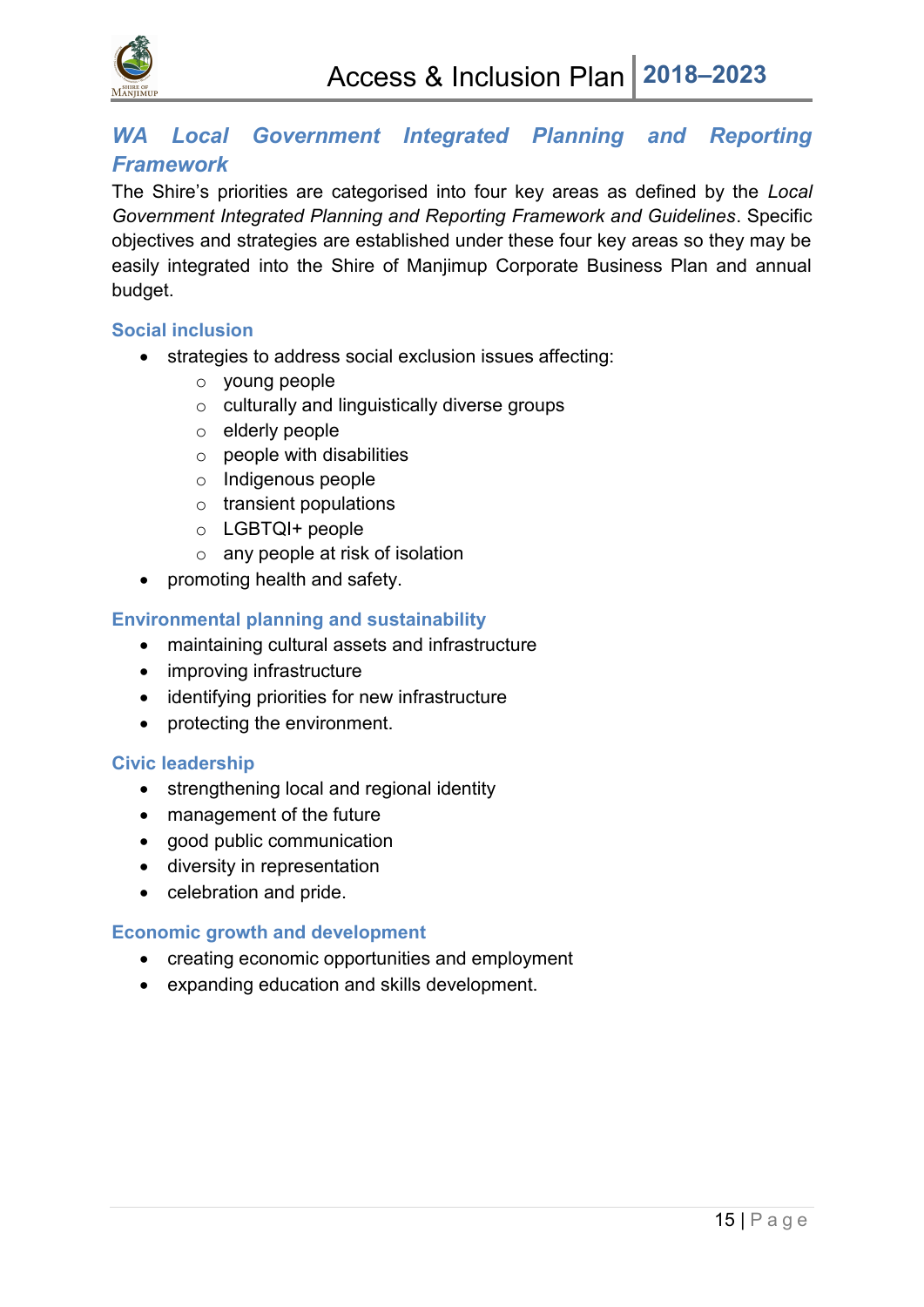## *WA Local Government Integrated Planning and Reporting Framework*

The Shire's priorities are categorised into four key areas as defined by the *Local Government Integrated Planning and Reporting Framework and Guidelines*. Specific objectives and strategies are established under these four key areas so they may be easily integrated into the Shire of Manjimup Corporate Business Plan and annual budget.

### Social inclusion

- strategies to address social exclusion issues affecting:
    - young people
    - culturally and linguistically diverse groups
    - elderly people
    - people with disabilities
    - Indigenous people
    - transient populations
    - LGBTQI+ people
    - any people at risk of isolation
- promoting health and safety.

### Environmental planning and sustainability

- maintaining cultural assets and infrastructure
- improving infrastructure
- identifying priorities for new infrastructure
- protecting the environment.

### Civic leadership

- strengthening local and regional identity
- management of the future
- good public communication
- diversity in representation
- celebration and pride.

### Economic growth and development

- creating economic opportunities and employment
- expanding education and skills development.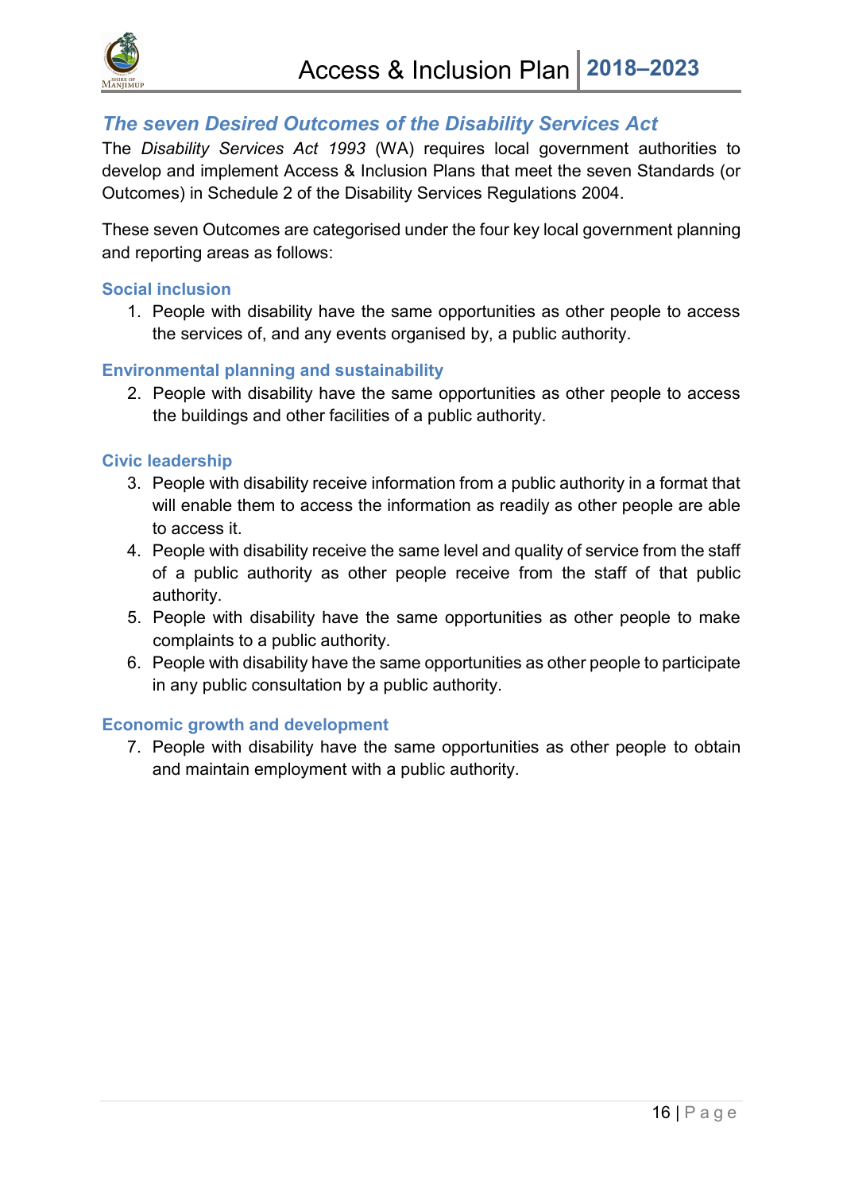## *The seven Desired Outcomes of the Disability Services Act*

The *Disability Services Act 1993* (WA) requires local government authorities to develop and implement Access & Inclusion Plans that meet the seven Standards (or Outcomes) in Schedule 2 of the Disability Services Regulations 2004.

These seven Outcomes are categorised under the four key local government planning and reporting areas as follows:

### Social inclusion

1. People with disability have the same opportunities as other people to access the services of, and any events organised by, a public authority.

### Environmental planning and sustainability

2. People with disability have the same opportunities as other people to access the buildings and other facilities of a public authority.

### Civic leadership

3. People with disability receive information from a public authority in a format that will enable them to access the information as readily as other people are able to access it.
4. People with disability receive the same level and quality of service from the staff of a public authority as other people receive from the staff of that public authority.
5. People with disability have the same opportunities as other people to make complaints to a public authority.
6. People with disability have the same opportunities as other people to participate in any public consultation by a public authority.

### Economic growth and development

7. People with disability have the same opportunities as other people to obtain and maintain employment with a public authority.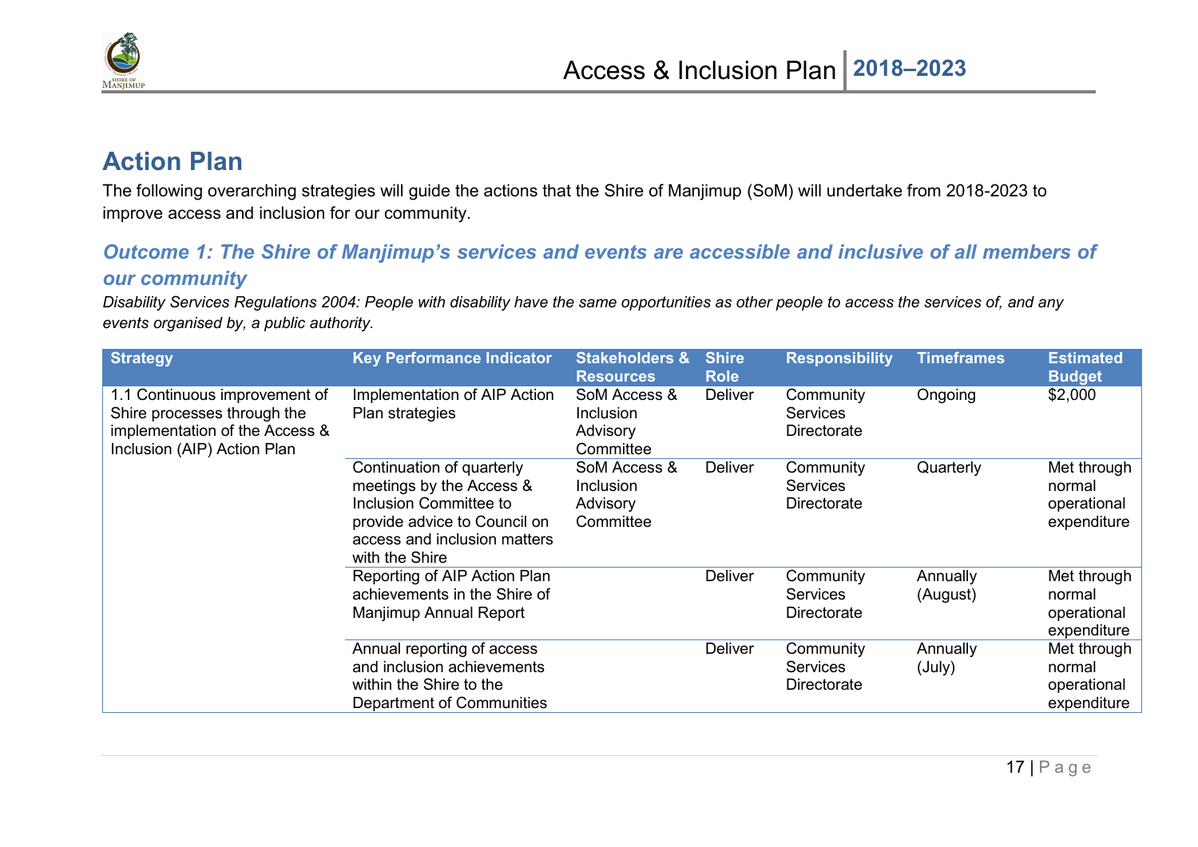## Action Plan

The following overarching strategies will guide the actions that the Shire of Manjimup (SoM) will undertake from 2018-2023 to improve access and inclusion for our community.

### *Outcome 1: The Shire of Manjimup's services and events are accessible and inclusive of all members of our community*

*Disability Services Regulations 2004: People with disability have the same opportunities as other people to access the services of, and any events organised by, a public authority.*

| Strategy | Key Performance Indicator | Stakeholders & Resources | Shire Role | Responsibility | Timeframes | Estimated Budget |
|---|---|---|---|---|---|---|
| 1.1 Continuous improvement of Shire processes through the implementation of the Access & Inclusion (AIP) Action Plan | Implementation of AIP Action Plan strategies | SoM Access & Inclusion Advisory Committee | Deliver | Community Services Directorate | Ongoing | $2,000 |
| | Continuation of quarterly meetings by the Access & Inclusion Committee to provide advice to Council on access and inclusion matters with the Shire | SoM Access & Inclusion Advisory Committee | Deliver | Community Services Directorate | Quarterly | Met through normal operational expenditure |
| | Reporting of AIP Action Plan achievements in the Shire of Manjimup Annual Report | | Deliver | Community Services Directorate | Annually (August) | Met through normal operational expenditure |
| | Annual reporting of access and inclusion achievements within the Shire to the Department of Communities | | Deliver | Community Services Directorate | Annually (July) | Met through normal operational expenditure |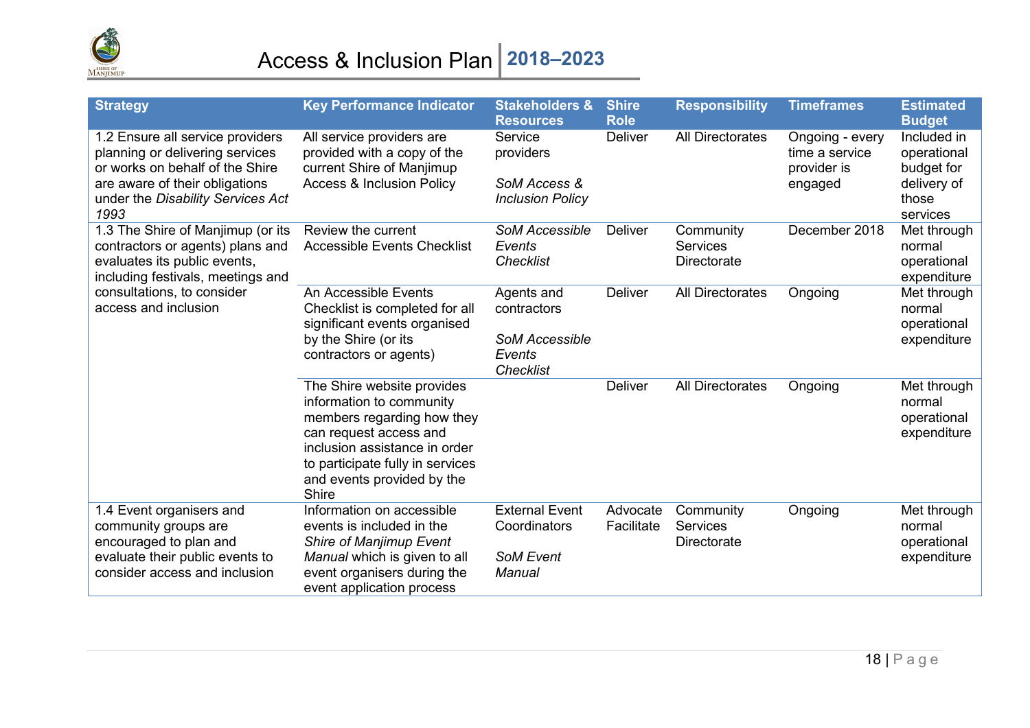| Strategy | Key Performance Indicator | Stakeholders & Resources | Shire Role | Responsibility | Timeframes | Estimated Budget |
|---|---|---|---|---|---|---|
| 1.2 Ensure all service providers planning or delivering services or works on behalf of the Shire are aware of their obligations under the *Disability Services Act 1993* | All service providers are provided with a copy of the current Shire of Manjimup Access & Inclusion Policy | Service providers<br><br>*SoM Access & Inclusion Policy* | Deliver | All Directorates | Ongoing - every time a service provider is engaged | Included in operational budget for delivery of those services |
| 1.3 The Shire of Manjimup (or its contractors or agents) plans and evaluates its public events, including festivals, meetings and consultations, to consider access and inclusion | Review the current Accessible Events Checklist | *SoM Accessible Events Checklist* | Deliver | Community Services Directorate | December 2018 | Met through normal operational expenditure |
| | An Accessible Events Checklist is completed for all significant events organised by the Shire (or its contractors or agents) | Agents and contractors<br><br>*SoM Accessible Events Checklist* | Deliver | All Directorates | Ongoing | Met through normal operational expenditure |
| | The Shire website provides information to community members regarding how they can request access and inclusion assistance in order to participate fully in services and events provided by the Shire | | Deliver | All Directorates | Ongoing | Met through normal operational expenditure |
| 1.4 Event organisers and community groups are encouraged to plan and evaluate their public events to consider access and inclusion | Information on accessible events is included in the *Shire of Manjimup Event Manual* which is given to all event organisers during the event application process | External Event Coordinators<br><br>*SoM Event Manual* | Advocate Facilitate | Community Services Directorate | Ongoing | Met through normal operational expenditure |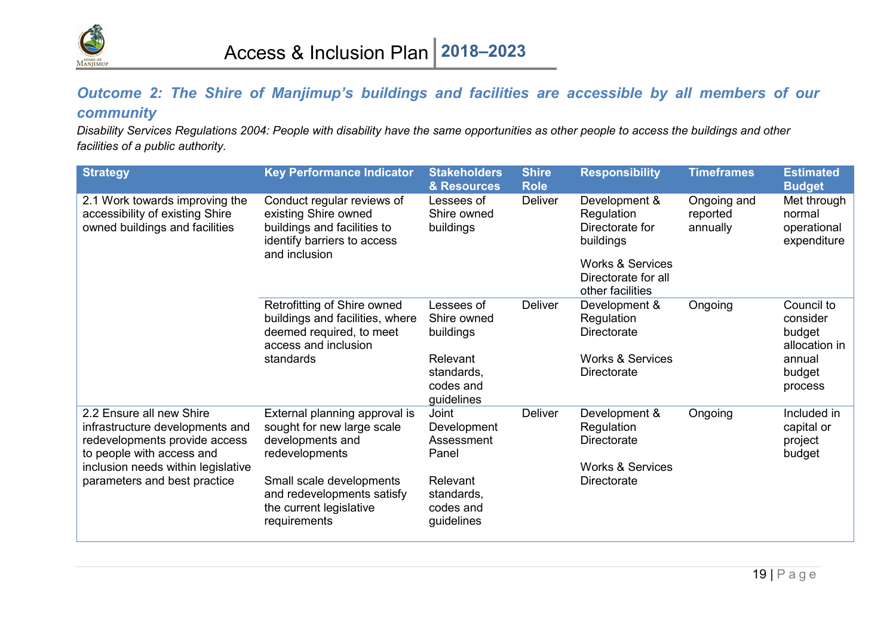## *Outcome 2: The Shire of Manjimup's buildings and facilities are accessible by all members of our community*

*Disability Services Regulations 2004: People with disability have the same opportunities as other people to access the buildings and other facilities of a public authority.*

| Strategy | Key Performance Indicator | Stakeholders & Resources | Shire Role | Responsibility | Timeframes | Estimated Budget |
|---|---|---|---|---|---|---|
| 2.1 Work towards improving the accessibility of existing Shire owned buildings and facilities | Conduct regular reviews of existing Shire owned buildings and facilities to identify barriers to access and inclusion | Lessees of Shire owned buildings | Deliver | Development & Regulation Directorate for buildings<br><br>Works & Services Directorate for all other facilities | Ongoing and reported annually | Met through normal operational expenditure |
| | Retrofitting of Shire owned buildings and facilities, where deemed required, to meet access and inclusion standards | Lessees of Shire owned buildings<br><br>Relevant standards, codes and guidelines | Deliver | Development & Regulation Directorate<br><br>Works & Services Directorate | Ongoing | Council to consider budget allocation in annual budget process |
| 2.2 Ensure all new Shire infrastructure developments and redevelopments provide access to people with access and inclusion needs within legislative parameters and best practice | External planning approval is sought for new large scale developments and redevelopments<br><br>Small scale developments and redevelopments satisfy the current legislative requirements | Joint Development Assessment Panel<br><br>Relevant standards, codes and guidelines | Deliver | Development & Regulation Directorate<br><br>Works & Services Directorate | Ongoing | Included in capital or project budget |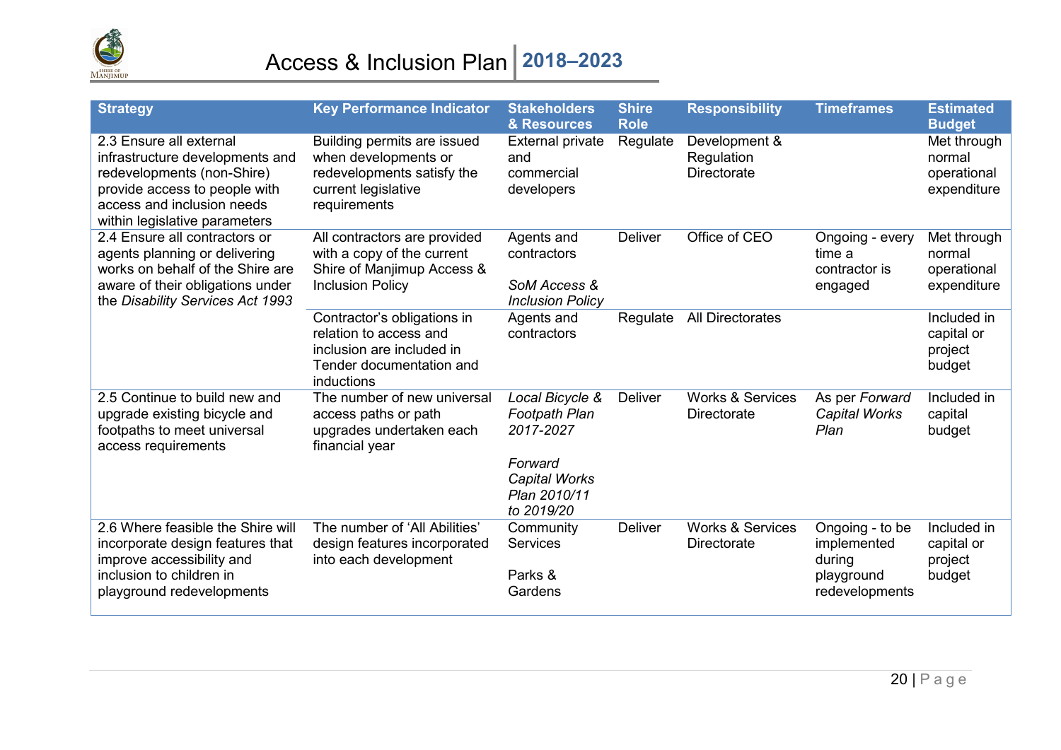| Strategy | Key Performance Indicator | Stakeholders & Resources | Shire Role | Responsibility | Timeframes | Estimated Budget |
|---|---|---|---|---|---|---|
| 2.3 Ensure all external infrastructure developments and redevelopments (non-Shire) provide access to people with access and inclusion needs within legislative parameters | Building permits are issued when developments or redevelopments satisfy the current legislative requirements | External private and commercial developers | Regulate | Development & Regulation Directorate | | Met through normal operational expenditure |
| 2.4 Ensure all contractors or agents planning or delivering works on behalf of the Shire are aware of their obligations under the *Disability Services Act 1993* | All contractors are provided with a copy of the current Shire of Manjimup Access & Inclusion Policy | Agents and contractors<br><br>*SoM Access & Inclusion Policy* | Deliver | Office of CEO | Ongoing - every time a contractor is engaged | Met through normal operational expenditure |
| | Contractor's obligations in relation to access and inclusion are included in Tender documentation and inductions | Agents and contractors | Regulate | All Directorates | | Included in capital or project budget |
| 2.5 Continue to build new and upgrade existing bicycle and footpaths to meet universal access requirements | The number of new universal access paths or path upgrades undertaken each financial year | *Local Bicycle & Footpath Plan 2017-2027*<br><br>*Forward Capital Works Plan 2010/11 to 2019/20* | Deliver | Works & Services Directorate | As per *Forward Capital Works Plan* | Included in capital budget |
| 2.6 Where feasible the Shire will incorporate design features that improve accessibility and inclusion to children in playground redevelopments | The number of 'All Abilities' design features incorporated into each development | Community Services<br><br>Parks & Gardens | Deliver | Works & Services Directorate | Ongoing - to be implemented during playground redevelopments | Included in capital or project budget |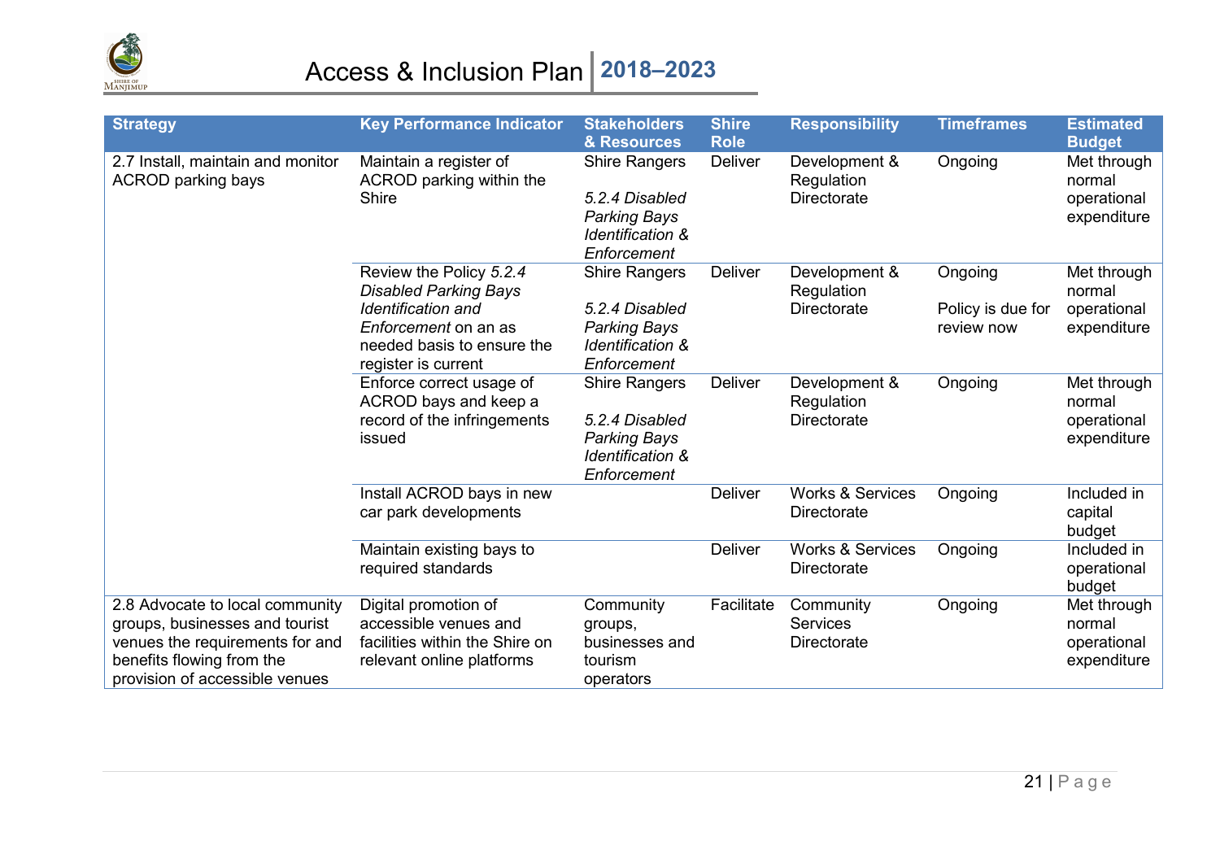| Strategy | Key Performance Indicator | Stakeholders & Resources | Shire Role | Responsibility | Timeframes | Estimated Budget |
|---|---|---|---|---|---|---|
| 2.7 Install, maintain and monitor ACROD parking bays | Maintain a register of ACROD parking within the Shire | Shire Rangers<br><br>*5.2.4 Disabled Parking Bays Identification & Enforcement* | Deliver | Development & Regulation Directorate | Ongoing | Met through normal operational expenditure |
| | Review the Policy *5.2.4 Disabled Parking Bays Identification and Enforcement* on an as needed basis to ensure the register is current | Shire Rangers<br><br>*5.2.4 Disabled Parking Bays Identification & Enforcement* | Deliver | Development & Regulation Directorate | Ongoing<br><br>Policy is due for review now | Met through normal operational expenditure |
| | Enforce correct usage of ACROD bays and keep a record of the infringements issued | Shire Rangers<br><br>*5.2.4 Disabled Parking Bays Identification & Enforcement* | Deliver | Development & Regulation Directorate | Ongoing | Met through normal operational expenditure |
| | Install ACROD bays in new car park developments | | Deliver | Works & Services Directorate | Ongoing | Included in capital budget |
| | Maintain existing bays to required standards | | Deliver | Works & Services Directorate | Ongoing | Included in operational budget |
| 2.8 Advocate to local community groups, businesses and tourist venues the requirements for and benefits flowing from the provision of accessible venues | Digital promotion of accessible venues and facilities within the Shire on relevant online platforms | Community groups, businesses and tourism operators | Facilitate | Community Services Directorate | Ongoing | Met through normal operational expenditure |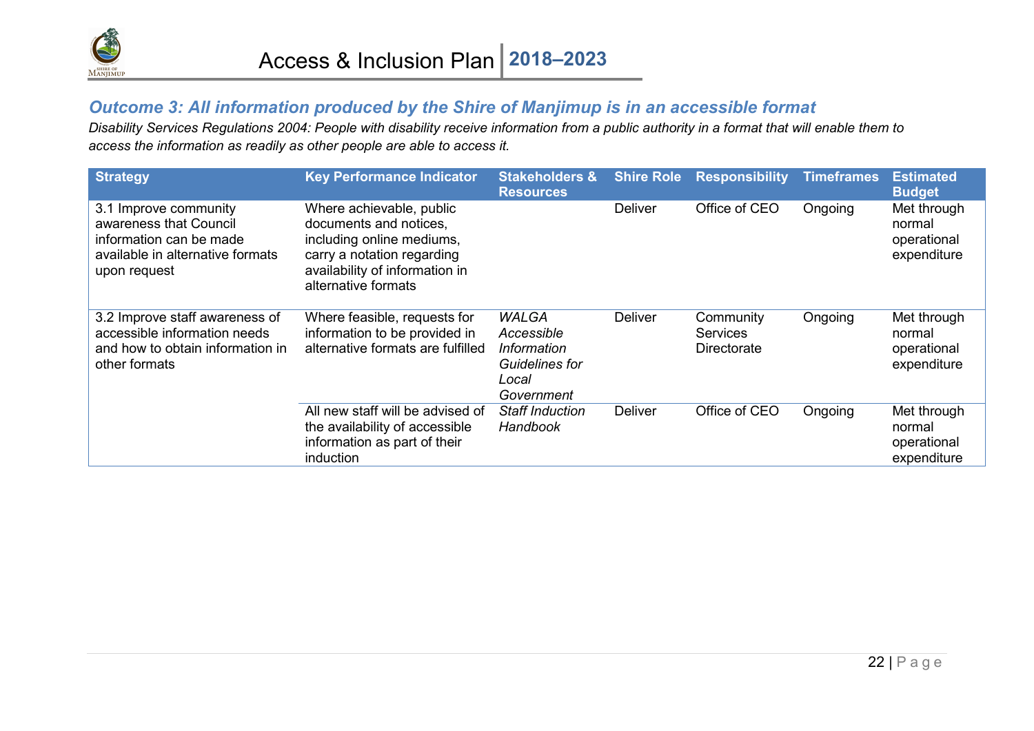## *Outcome 3: All information produced by the Shire of Manjimup is in an accessible format*

*Disability Services Regulations 2004: People with disability receive information from a public authority in a format that will enable them to access the information as readily as other people are able to access it.*

| Strategy | Key Performance Indicator | Stakeholders & Resources | Shire Role | Responsibility | Timeframes | Estimated Budget |
|---|---|---|---|---|---|---|
| 3.1 Improve community awareness that Council information can be made available in alternative formats upon request | Where achievable, public documents and notices, including online mediums, carry a notation regarding availability of information in alternative formats | | Deliver | Office of CEO | Ongoing | Met through normal operational expenditure |
| 3.2 Improve staff awareness of accessible information needs and how to obtain information in other formats | Where feasible, requests for information to be provided in alternative formats are fulfilled | *WALGA Accessible Information Guidelines for Local Government* | Deliver | Community Services Directorate | Ongoing | Met through normal operational expenditure |
| | All new staff will be advised of the availability of accessible information as part of their induction | *Staff Induction Handbook* | Deliver | Office of CEO | Ongoing | Met through normal operational expenditure |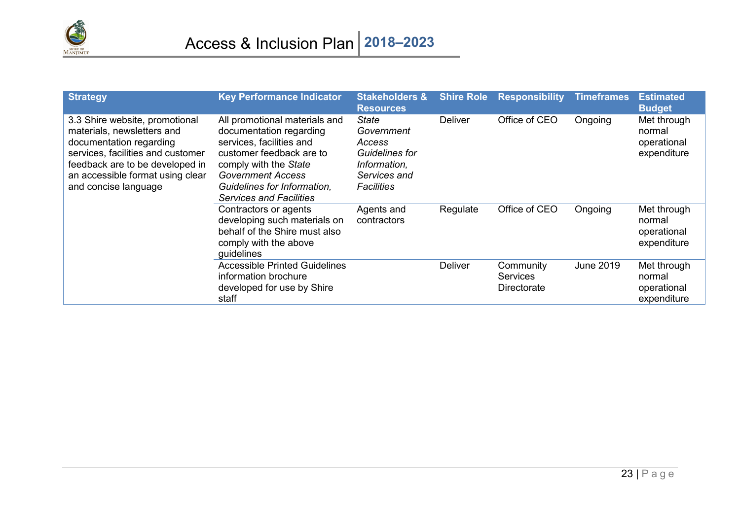| Strategy | Key Performance Indicator | Stakeholders & Resources | Shire Role | Responsibility | Timeframes | Estimated Budget |
|---|---|---|---|---|---|---|
| 3.3 Shire website, promotional materials, newsletters and documentation regarding services, facilities and customer feedback are to be developed in an accessible format using clear and concise language | All promotional materials and documentation regarding services, facilities and customer feedback are to comply with the *State Government Access Guidelines for Information, Services and Facilities* | *State Government Access Guidelines for Information, Services and Facilities* | Deliver | Office of CEO | Ongoing | Met through normal operational expenditure |
| | Contractors or agents developing such materials on behalf of the Shire must also comply with the above guidelines | Agents and contractors | Regulate | Office of CEO | Ongoing | Met through normal operational expenditure |
| | Accessible Printed Guidelines information brochure developed for use by Shire staff | | Deliver | Community Services Directorate | June 2019 | Met through normal operational expenditure |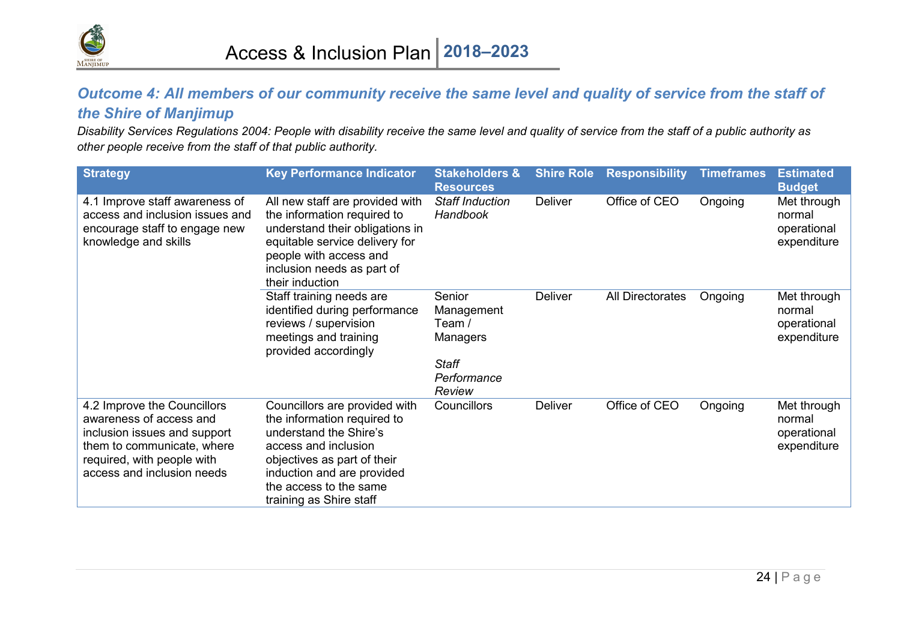## *Outcome 4: All members of our community receive the same level and quality of service from the staff of the Shire of Manjimup*

*Disability Services Regulations 2004: People with disability receive the same level and quality of service from the staff of a public authority as other people receive from the staff of that public authority.*

| Strategy | Key Performance Indicator | Stakeholders & Resources | Shire Role | Responsibility | Timeframes | Estimated Budget |
|---|---|---|---|---|---|---|
| 4.1 Improve staff awareness of access and inclusion issues and encourage staff to engage new knowledge and skills | All new staff are provided with the information required to understand their obligations in equitable service delivery for people with access and inclusion needs as part of their induction | *Staff Induction Handbook* | Deliver | Office of CEO | Ongoing | Met through normal operational expenditure |
| | Staff training needs are identified during performance reviews / supervision meetings and training provided accordingly | Senior Management Team / Managers<br><br>*Staff Performance Review* | Deliver | All Directorates | Ongoing | Met through normal operational expenditure |
| 4.2 Improve the Councillors awareness of access and inclusion issues and support them to communicate, where required, with people with access and inclusion needs | Councillors are provided with the information required to understand the Shire's access and inclusion objectives as part of their induction and are provided the access to the same training as Shire staff | Councillors | Deliver | Office of CEO | Ongoing | Met through normal operational expenditure |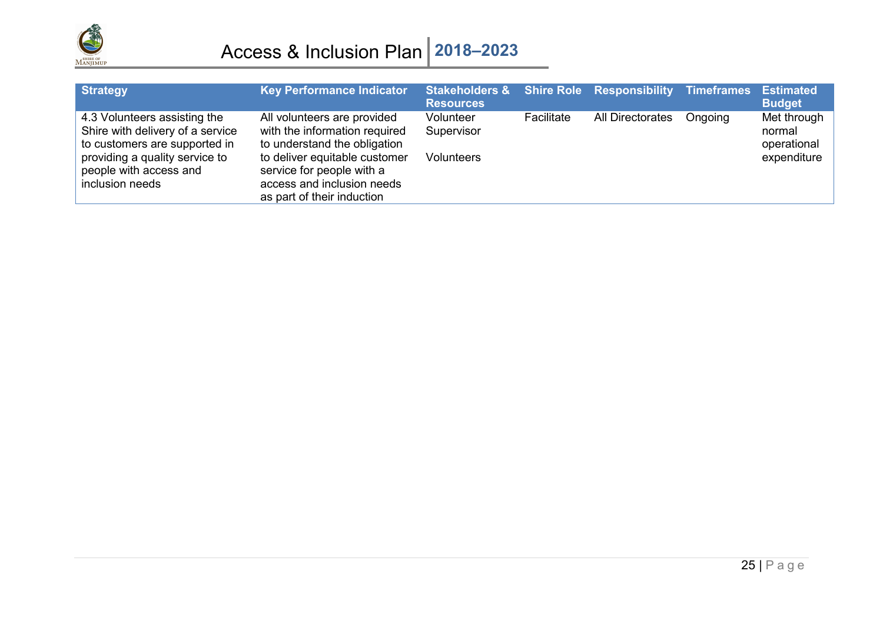| Strategy | Key Performance Indicator | Stakeholders & Resources | Shire Role | Responsibility | Timeframes | Estimated Budget |
|---|---|---|---|---|---|---|
| 4.3 Volunteers assisting the Shire with delivery of a service to customers are supported in providing a quality service to people with access and inclusion needs | All volunteers are provided with the information required to understand the obligation to deliver equitable customer service for people with a access and inclusion needs as part of their induction | Volunteer Supervisor<br><br>Volunteers | Facilitate | All Directorates | Ongoing | Met through normal operational expenditure |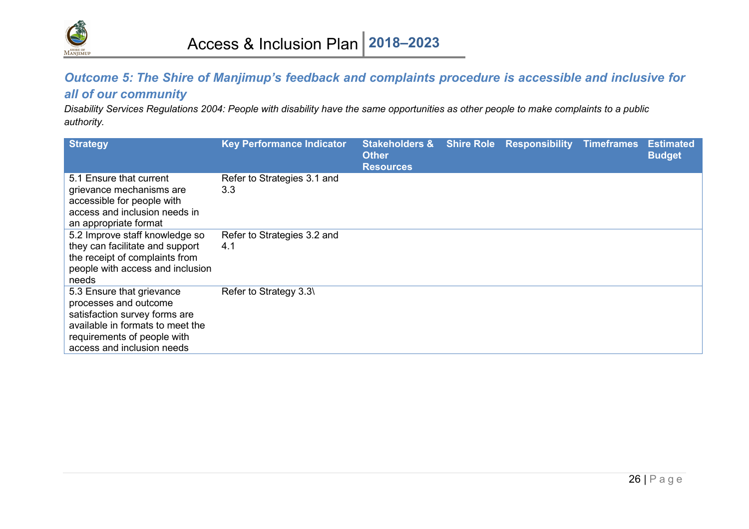## *Outcome 5: The Shire of Manjimup's feedback and complaints procedure is accessible and inclusive for all of our community*

*Disability Services Regulations 2004: People with disability have the same opportunities as other people to make complaints to a public authority.*

| Strategy | Key Performance Indicator | Stakeholders & Other Resources | Shire Role | Responsibility | Timeframes | Estimated Budget |
|---|---|---|---|---|---|---|
| 5.1 Ensure that current grievance mechanisms are accessible for people with access and inclusion needs in an appropriate format | Refer to Strategies 3.1 and 3.3 | | | | | |
| 5.2 Improve staff knowledge so they can facilitate and support the receipt of complaints from people with access and inclusion needs | Refer to Strategies 3.2 and 4.1 | | | | | |
| 5.3 Ensure that grievance processes and outcome satisfaction survey forms are available in formats to meet the requirements of people with access and inclusion needs | Refer to Strategy 3.3\ | | | | | |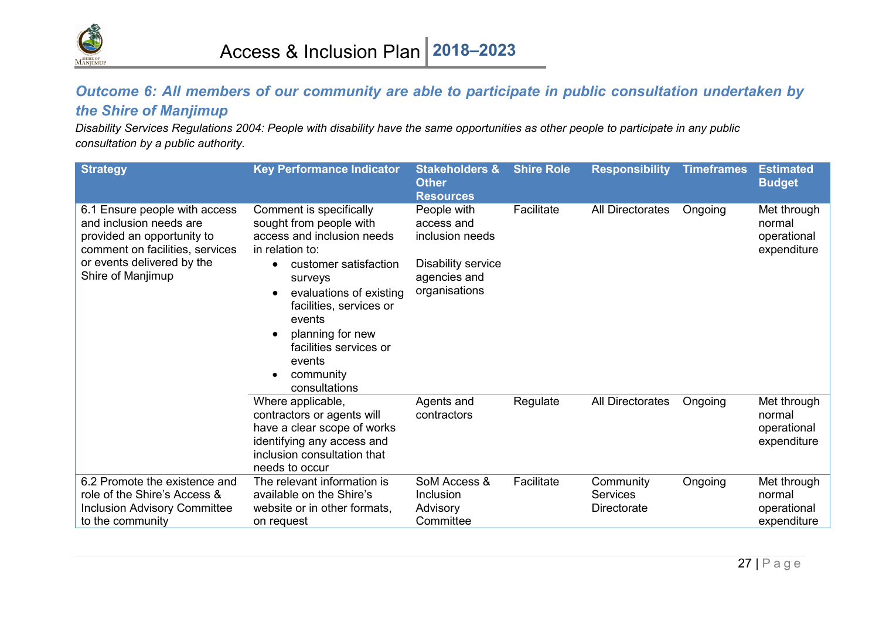## *Outcome 6: All members of our community are able to participate in public consultation undertaken by the Shire of Manjimup*

*Disability Services Regulations 2004: People with disability have the same opportunities as other people to participate in any public consultation by a public authority.*

| Strategy | Key Performance Indicator | Stakeholders & Other Resources | Shire Role | Responsibility | Timeframes | Estimated Budget |
|---|---|---|---|---|---|---|
| 6.1 Ensure people with access and inclusion needs are provided an opportunity to comment on facilities, services or events delivered by the Shire of Manjimup | Comment is specifically sought from people with access and inclusion needs in relation to:<br>• customer satisfaction surveys<br>• evaluations of existing facilities, services or events<br>• planning for new facilities services or events<br>• community consultations | People with access and inclusion needs<br><br>Disability service agencies and organisations | Facilitate | All Directorates | Ongoing | Met through normal operational expenditure |
| | Where applicable, contractors or agents will have a clear scope of works identifying any access and inclusion consultation that needs to occur | Agents and contractors | Regulate | All Directorates | Ongoing | Met through normal operational expenditure |
| 6.2 Promote the existence and role of the Shire's Access & Inclusion Advisory Committee to the community | The relevant information is available on the Shire's website or in other formats, on request | SoM Access & Inclusion Advisory Committee | Facilitate | Community Services Directorate | Ongoing | Met through normal operational expenditure |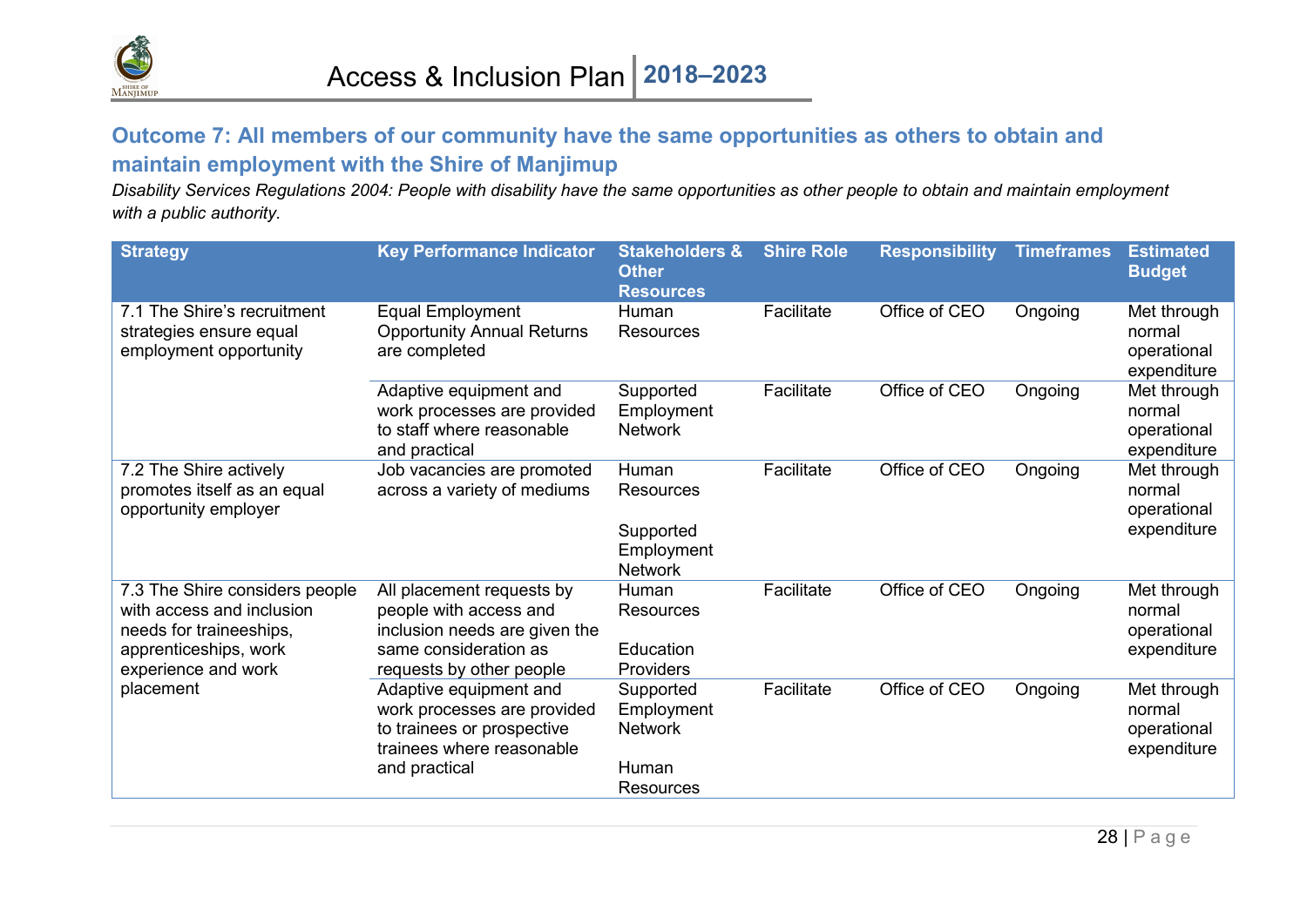## Outcome 7: All members of our community have the same opportunities as others to obtain and maintain employment with the Shire of Manjimup

*Disability Services Regulations 2004: People with disability have the same opportunities as other people to obtain and maintain employment with a public authority.*

| Strategy | Key Performance Indicator | Stakeholders & Other Resources | Shire Role | Responsibility | Timeframes | Estimated Budget |
|---|---|---|---|---|---|---|
| 7.1 The Shire's recruitment strategies ensure equal employment opportunity | Equal Employment Opportunity Annual Returns are completed | Human Resources | Facilitate | Office of CEO | Ongoing | Met through normal operational expenditure |
| | Adaptive equipment and work processes are provided to staff where reasonable and practical | Supported Employment Network | Facilitate | Office of CEO | Ongoing | Met through normal operational expenditure |
| 7.2 The Shire actively promotes itself as an equal opportunity employer | Job vacancies are promoted across a variety of mediums | Human Resources<br><br>Supported Employment Network | Facilitate | Office of CEO | Ongoing | Met through normal operational expenditure |
| 7.3 The Shire considers people with access and inclusion needs for traineeships, apprenticeships, work experience and work placement | All placement requests by people with access and inclusion needs are given the same consideration as requests by other people | Human Resources<br><br>Education Providers | Facilitate | Office of CEO | Ongoing | Met through normal operational expenditure |
| | Adaptive equipment and work processes are provided to trainees or prospective trainees where reasonable and practical | Supported Employment Network<br><br>Human Resources | Facilitate | Office of CEO | Ongoing | Met through normal operational expenditure |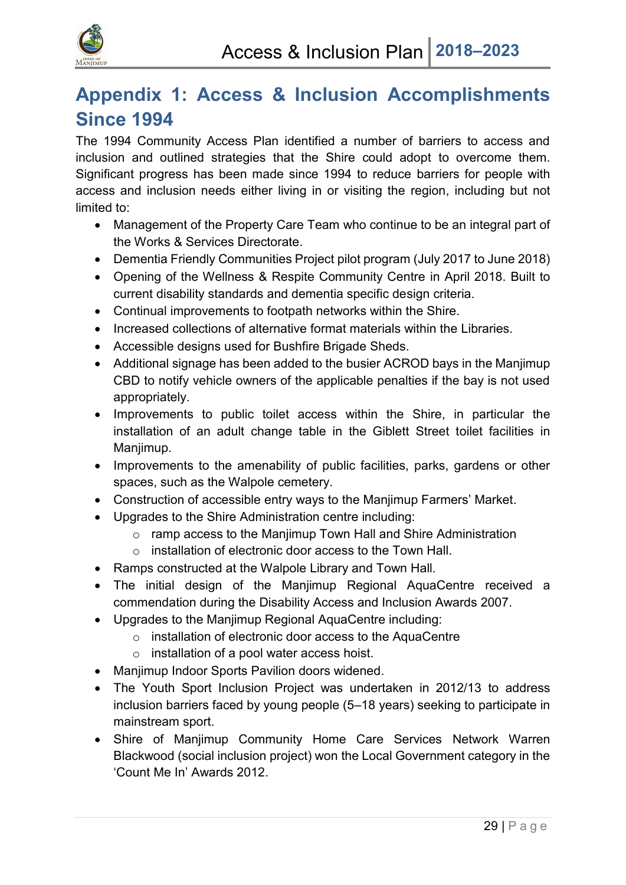# Appendix 1: Access & Inclusion Accomplishments Since 1994

The 1994 Community Access Plan identified a number of barriers to access and inclusion and outlined strategies that the Shire could adopt to overcome them. Significant progress has been made since 1994 to reduce barriers for people with access and inclusion needs either living in or visiting the region, including but not limited to:

- Management of the Property Care Team who continue to be an integral part of the Works & Services Directorate.
- Dementia Friendly Communities Project pilot program (July 2017 to June 2018)
- Opening of the Wellness & Respite Community Centre in April 2018. Built to current disability standards and dementia specific design criteria.
- Continual improvements to footpath networks within the Shire.
- Increased collections of alternative format materials within the Libraries.
- Accessible designs used for Bushfire Brigade Sheds.
- Additional signage has been added to the busier ACROD bays in the Manjimup CBD to notify vehicle owners of the applicable penalties if the bay is not used appropriately.
- Improvements to public toilet access within the Shire, in particular the installation of an adult change table in the Giblett Street toilet facilities in Manjimup.
- Improvements to the amenability of public facilities, parks, gardens or other spaces, such as the Walpole cemetery.
- Construction of accessible entry ways to the Manjimup Farmers' Market.
- Upgrades to the Shire Administration centre including:
  - ramp access to the Manjimup Town Hall and Shire Administration
  - installation of electronic door access to the Town Hall.
- Ramps constructed at the Walpole Library and Town Hall.
- The initial design of the Manjimup Regional AquaCentre received a commendation during the Disability Access and Inclusion Awards 2007.
- Upgrades to the Manjimup Regional AquaCentre including:
  - installation of electronic door access to the AquaCentre
  - installation of a pool water access hoist.
- Manjimup Indoor Sports Pavilion doors widened.
- The Youth Sport Inclusion Project was undertaken in 2012/13 to address inclusion barriers faced by young people (5–18 years) seeking to participate in mainstream sport.
- Shire of Manjimup Community Home Care Services Network Warren Blackwood (social inclusion project) won the Local Government category in the 'Count Me In' Awards 2012.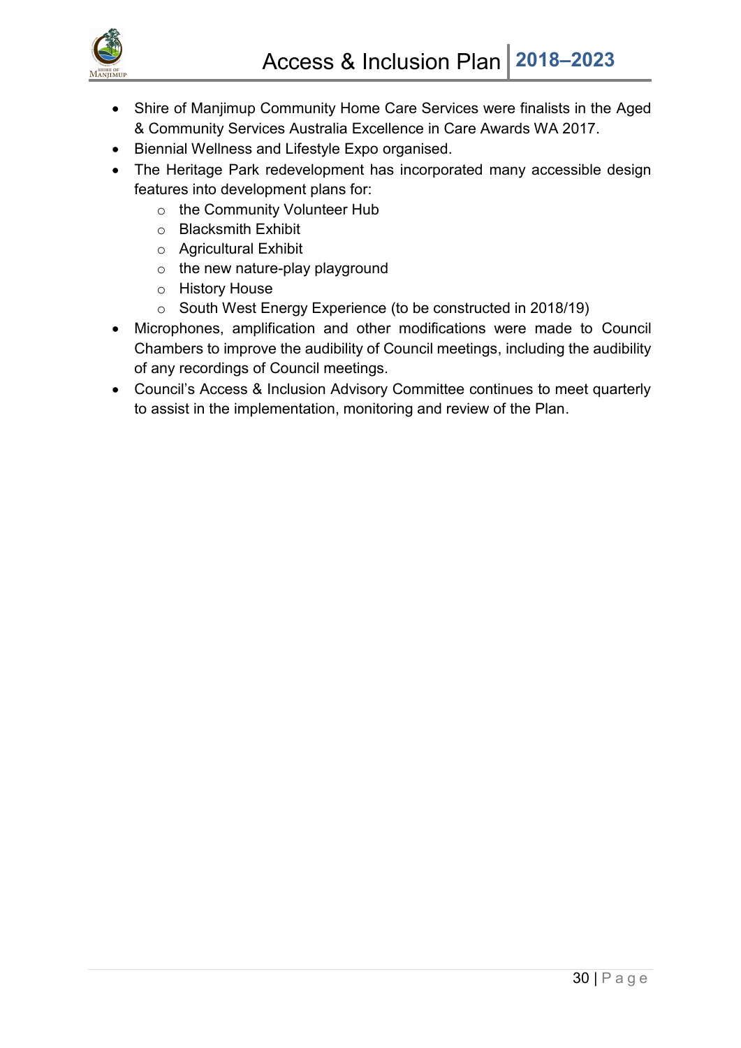- Shire of Manjimup Community Home Care Services were finalists in the Aged & Community Services Australia Excellence in Care Awards WA 2017.
- Biennial Wellness and Lifestyle Expo organised.
- The Heritage Park redevelopment has incorporated many accessible design features into development plans for:
  - the Community Volunteer Hub
  - Blacksmith Exhibit
  - Agricultural Exhibit
  - the new nature-play playground
  - History House
  - South West Energy Experience (to be constructed in 2018/19)
- Microphones, amplification and other modifications were made to Council Chambers to improve the audibility of Council meetings, including the audibility of any recordings of Council meetings.
- Council's Access & Inclusion Advisory Committee continues to meet quarterly to assist in the implementation, monitoring and review of the Plan.